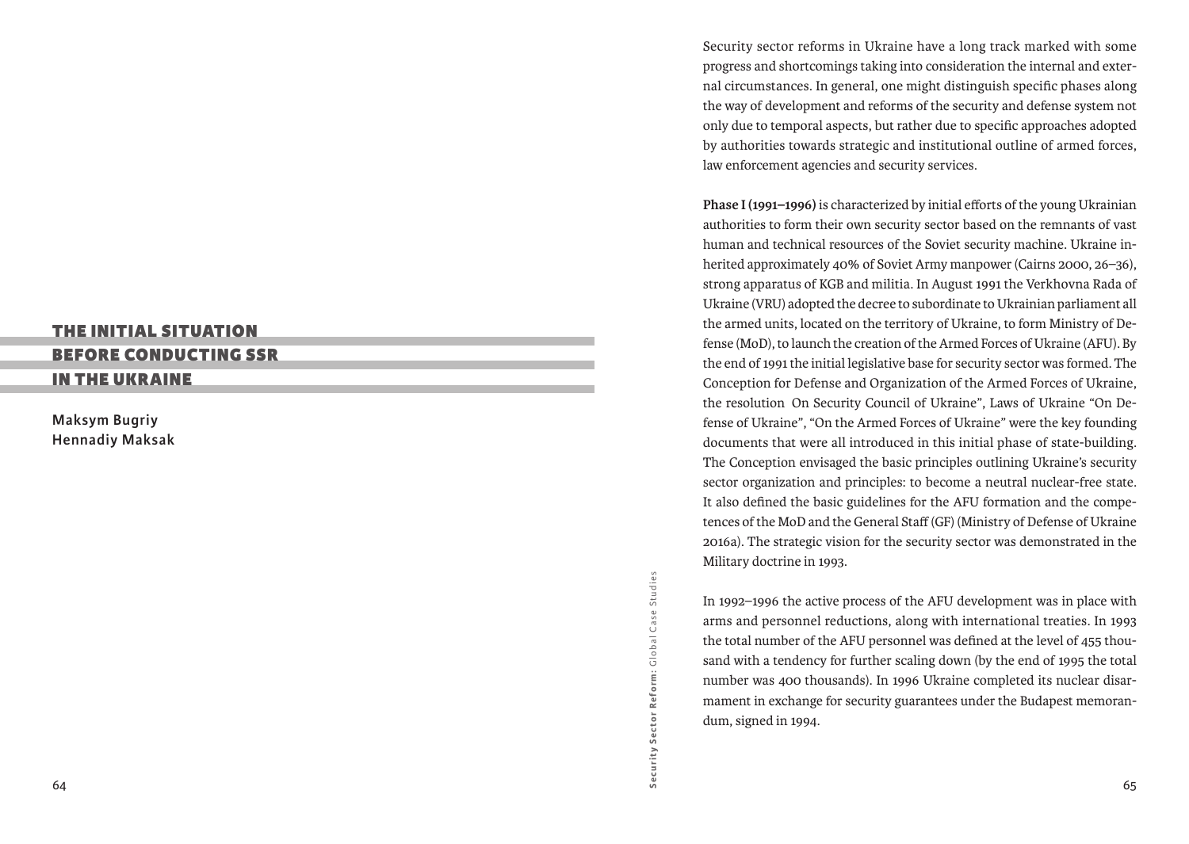# THE INITIAL SITUATION BEFORE CONDUCTING SSR IN THE UKRAINE

**Maksym Bugriy**
**Hennadiy Maksak**

Security sector reforms in Ukraine have a long track marked with some progress and shortcomings taking into consideration the internal and external circumstances. In general, one might distinguish specific phases along the way of development and reforms of the security and defense system not only due to temporal aspects, but rather due to specific approaches adopted by authorities towards strategic and institutional outline of armed forces, law enforcement agencies and security services.

**Phase I (1991–1996)** is characterized by initial efforts of the young Ukrainian authorities to form their own security sector based on the remnants of vast human and technical resources of the Soviet security machine. Ukraine inherited approximately 40% of Soviet Army manpower (Cairns 2000, 26–36), strong apparatus of KGB and militia. In August 1991 the Verkhovna Rada of Ukraine (VRU) adopted the decree to subordinate to Ukrainian parliament all the armed units, located on the territory of Ukraine, to form Ministry of Defense (MoD), to launch the creation of the Armed Forces of Ukraine (AFU). By the end of 1991 the initial legislative base for security sector was formed. The Conception for Defense and Organization of the Armed Forces of Ukraine, the resolution On Security Council of Ukraine", Laws of Ukraine "On Defense of Ukraine", "On the Armed Forces of Ukraine" were the key founding documents that were all introduced in this initial phase of state-building. The Conception envisaged the basic principles outlining Ukraine's security sector organization and principles: to become a neutral nuclear-free state. It also defined the basic guidelines for the AFU formation and the competences of the MoD and the General Staff (GF) (Ministry of Defense of Ukraine 2016a). The strategic vision for the security sector was demonstrated in the Military doctrine in 1993.

In 1992–1996 the active process of the AFU development was in place with arms and personnel reductions, along with international treaties. In 1993 the total number of the AFU personnel was defined at the level of 455 thousand with a tendency for further scaling down (by the end of 1995 the total number was 400 thousands). In 1996 Ukraine completed its nuclear disarmament in exchange for security guarantees under the Budapest memorandum, signed in 1994.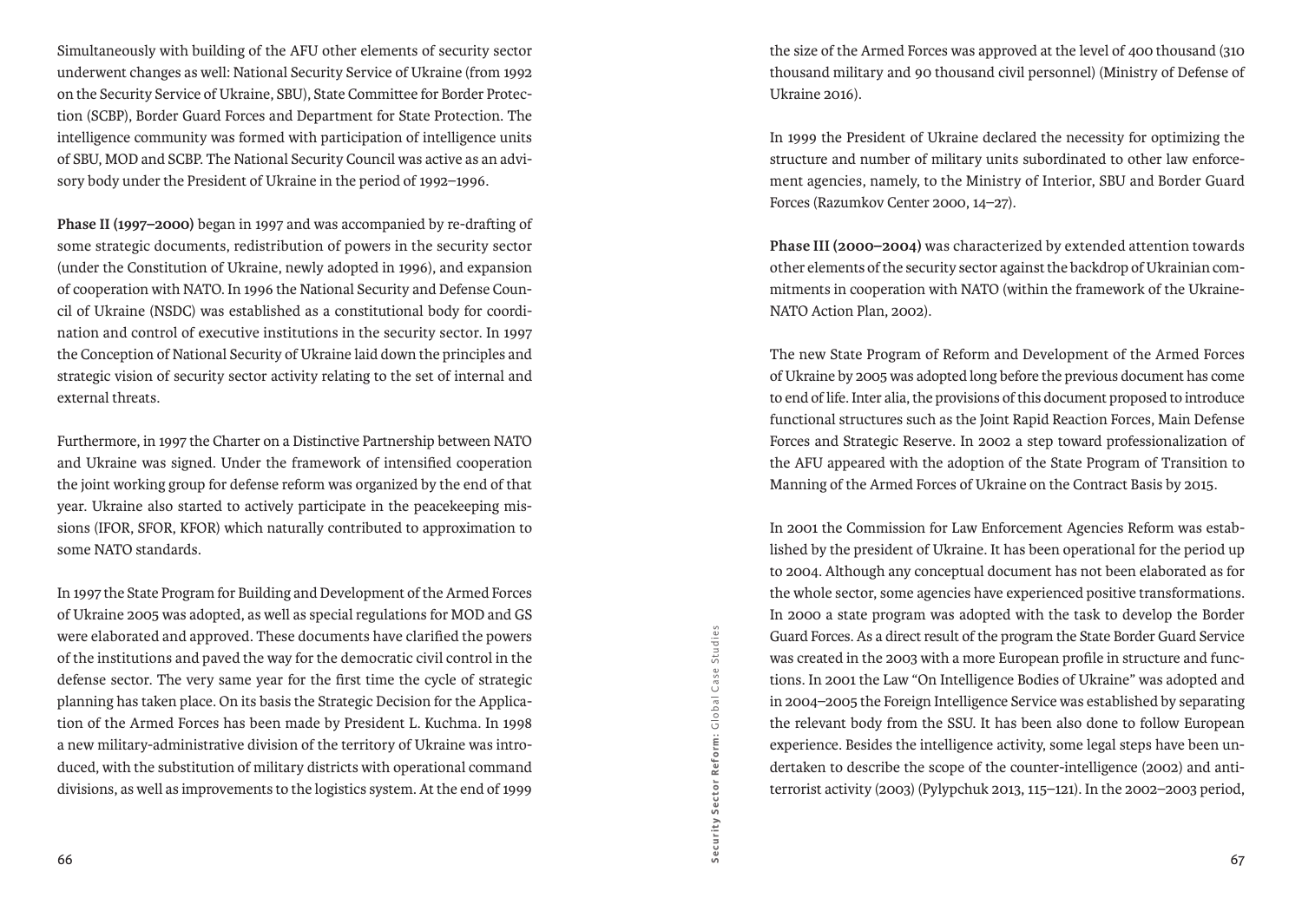Simultaneously with building of the AFU other elements of security sector underwent changes as well: National Security Service of Ukraine (from 1992 on the Security Service of Ukraine, SBU), State Committee for Border Protection (SCBP), Border Guard Forces and Department for State Protection. The intelligence community was formed with participation of intelligence units of SBU, MOD and SCBP. The National Security Council was active as an advisory body under the President of Ukraine in the period of 1992–1996.

**Phase II (1997–2000)** began in 1997 and was accompanied by re-drafting of some strategic documents, redistribution of powers in the security sector (under the Constitution of Ukraine, newly adopted in 1996), and expansion of cooperation with NATO. In 1996 the National Security and Defense Council of Ukraine (NSDC) was established as a constitutional body for coordination and control of executive institutions in the security sector. In 1997 the Conception of National Security of Ukraine laid down the principles and strategic vision of security sector activity relating to the set of internal and external threats.

Furthermore, in 1997 the Charter on a Distinctive Partnership between NATO and Ukraine was signed. Under the framework of intensified cooperation the joint working group for defense reform was organized by the end of that year. Ukraine also started to actively participate in the peacekeeping missions (IFOR, SFOR, KFOR) which naturally contributed to approximation to some NATO standards.

In 1997 the State Program for Building and Development of the Armed Forces of Ukraine 2005 was adopted, as well as special regulations for MOD and GS were elaborated and approved. These documents have clarified the powers of the institutions and paved the way for the democratic civil control in the defense sector. The very same year for the first time the cycle of strategic planning has taken place. On its basis the Strategic Decision for the Application of the Armed Forces has been made by President L. Kuchma. In 1998 a new military-administrative division of the territory of Ukraine was introduced, with the substitution of military districts with operational command divisions, as well as improvements to the logistics system. At the end of 1999 the size of the Armed Forces was approved at the level of 400 thousand (310 thousand military and 90 thousand civil personnel) (Ministry of Defense of Ukraine 2016).

In 1999 the President of Ukraine declared the necessity for optimizing the structure and number of military units subordinated to other law enforcement agencies, namely, to the Ministry of Interior, SBU and Border Guard Forces (Razumkov Center 2000, 14–27).

**Phase III (2000–2004)** was characterized by extended attention towards other elements of the security sector against the backdrop of Ukrainian commitments in cooperation with NATO (within the framework of the Ukraine-NATO Action Plan, 2002).

The new State Program of Reform and Development of the Armed Forces of Ukraine by 2005 was adopted long before the previous document has come to end of life. Inter alia, the provisions of this document proposed to introduce functional structures such as the Joint Rapid Reaction Forces, Main Defense Forces and Strategic Reserve. In 2002 a step toward professionalization of the AFU appeared with the adoption of the State Program of Transition to Manning of the Armed Forces of Ukraine on the Contract Basis by 2015.

In 2001 the Commission for Law Enforcement Agencies Reform was established by the president of Ukraine. It has been operational for the period up to 2004. Although any conceptual document has not been elaborated as for the whole sector, some agencies have experienced positive transformations. In 2000 a state program was adopted with the task to develop the Border Guard Forces. As a direct result of the program the State Border Guard Service was created in the 2003 with a more European profile in structure and functions. In 2001 the Law "On Intelligence Bodies of Ukraine" was adopted and in 2004–2005 the Foreign Intelligence Service was established by separating the relevant body from the SSU. It has been also done to follow European experience. Besides the intelligence activity, some legal steps have been undertaken to describe the scope of the counter-intelligence (2002) and anti-terrorist activity (2003) (Pylypchuk 2013, 115–121). In the 2002–2003 period,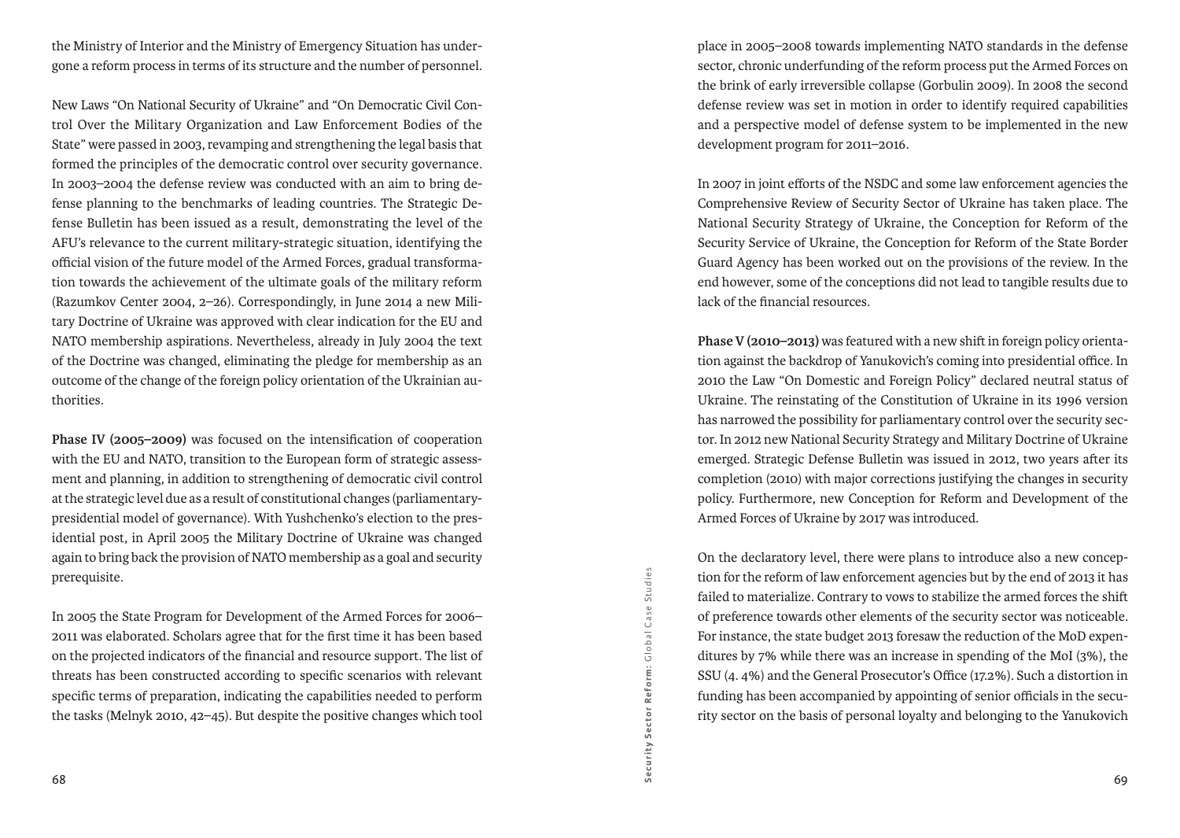the Ministry of Interior and the Ministry of Emergency Situation has undergone a reform process in terms of its structure and the number of personnel.

New Laws "On National Security of Ukraine" and "On Democratic Civil Control Over the Military Organization and Law Enforcement Bodies of the State" were passed in 2003, revamping and strengthening the legal basis that formed the principles of the democratic control over security governance. In 2003–2004 the defense review was conducted with an aim to bring defense planning to the benchmarks of leading countries. The Strategic Defense Bulletin has been issued as a result, demonstrating the level of the AFU's relevance to the current military-strategic situation, identifying the official vision of the future model of the Armed Forces, gradual transformation towards the achievement of the ultimate goals of the military reform (Razumkov Center 2004, 2–26). Correspondingly, in June 2014 a new Military Doctrine of Ukraine was approved with clear indication for the EU and NATO membership aspirations. Nevertheless, already in July 2004 the text of the Doctrine was changed, eliminating the pledge for membership as an outcome of the change of the foreign policy orientation of the Ukrainian authorities.

**Phase IV (2005–2009)** was focused on the intensification of cooperation with the EU and NATO, transition to the European form of strategic assessment and planning, in addition to strengthening of democratic civil control at the strategic level due as a result of constitutional changes (parliamentary-presidential model of governance). With Yushchenko's election to the presidential post, in April 2005 the Military Doctrine of Ukraine was changed again to bring back the provision of NATO membership as a goal and security prerequisite.

In 2005 the State Program for Development of the Armed Forces for 2006–2011 was elaborated. Scholars agree that for the first time it has been based on the projected indicators of the financial and resource support. The list of threats has been constructed according to specific scenarios with relevant specific terms of preparation, indicating the capabilities needed to perform the tasks (Melnyk 2010, 42–45). But despite the positive changes which tool place in 2005–2008 towards implementing NATO standards in the defense sector, chronic underfunding of the reform process put the Armed Forces on the brink of early irreversible collapse (Gorbulin 2009). In 2008 the second defense review was set in motion in order to identify required capabilities and a perspective model of defense system to be implemented in the new development program for 2011–2016.

In 2007 in joint efforts of the NSDC and some law enforcement agencies the Comprehensive Review of Security Sector of Ukraine has taken place. The National Security Strategy of Ukraine, the Conception for Reform of the Security Service of Ukraine, the Conception for Reform of the State Border Guard Agency has been worked out on the provisions of the review. In the end however, some of the conceptions did not lead to tangible results due to lack of the financial resources.

**Phase V (2010–2013)** was featured with a new shift in foreign policy orientation against the backdrop of Yanukovich's coming into presidential office. In 2010 the Law "On Domestic and Foreign Policy" declared neutral status of Ukraine. The reinstating of the Constitution of Ukraine in its 1996 version has narrowed the possibility for parliamentary control over the security sector. In 2012 new National Security Strategy and Military Doctrine of Ukraine emerged. Strategic Defense Bulletin was issued in 2012, two years after its completion (2010) with major corrections justifying the changes in security policy. Furthermore, new Conception for Reform and Development of the Armed Forces of Ukraine by 2017 was introduced.

On the declaratory level, there were plans to introduce also a new conception for the reform of law enforcement agencies but by the end of 2013 it has failed to materialize. Contrary to vows to stabilize the armed forces the shift of preference towards other elements of the security sector was noticeable. For instance, the state budget 2013 foresaw the reduction of the MoD expenditures by 7% while there was an increase in spending of the MoI (3%), the SSU (4. 4%) and the General Prosecutor's Office (17.2%). Such a distortion in funding has been accompanied by appointing of senior officials in the security sector on the basis of personal loyalty and belonging to the Yanukovich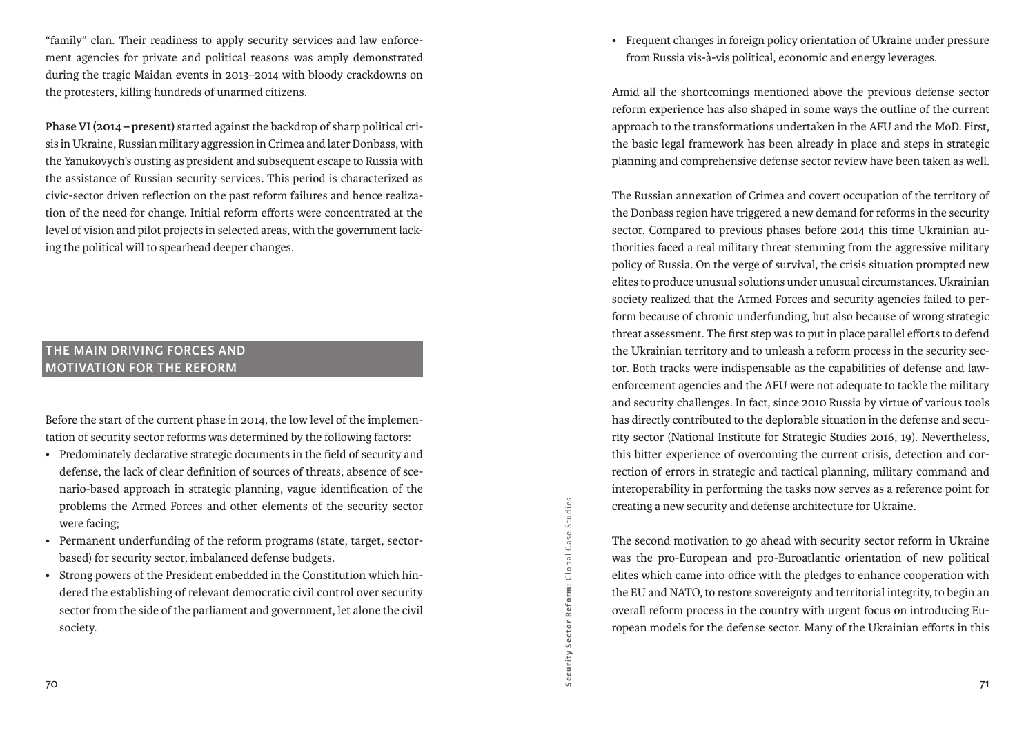"family" clan. Their readiness to apply security services and law enforcement agencies for private and political reasons was amply demonstrated during the tragic Maidan events in 2013–2014 with bloody crackdowns on the protesters, killing hundreds of unarmed citizens.

**Phase VI (2014 – present)** started against the backdrop of sharp political crisis in Ukraine, Russian military aggression in Crimea and later Donbass, with the Yanukovych's ousting as president and subsequent escape to Russia with the assistance of Russian security services**.** This period is characterized as civic-sector driven reflection on the past reform failures and hence realization of the need for change. Initial reform efforts were concentrated at the level of vision and pilot projects in selected areas, with the government lacking the political will to spearhead deeper changes.

## THE MAIN DRIVING FORCES AND MOTIVATION FOR THE REFORM

Before the start of the current phase in 2014, the low level of the implementation of security sector reforms was determined by the following factors:

- Predominately declarative strategic documents in the field of security and defense, the lack of clear definition of sources of threats, absence of scenario-based approach in strategic planning, vague identification of the problems the Armed Forces and other elements of the security sector were facing;
- Permanent underfunding of the reform programs (state, target, sector-based) for security sector, imbalanced defense budgets.
- Strong powers of the President embedded in the Constitution which hindered the establishing of relevant democratic civil control over security sector from the side of the parliament and government, let alone the civil society.
- Frequent changes in foreign policy orientation of Ukraine under pressure from Russia vis-à-vis political, economic and energy leverages.

Amid all the shortcomings mentioned above the previous defense sector reform experience has also shaped in some ways the outline of the current approach to the transformations undertaken in the AFU and the MoD. First, the basic legal framework has been already in place and steps in strategic planning and comprehensive defense sector review have been taken as well.

The Russian annexation of Crimea and covert occupation of the territory of the Donbass region have triggered a new demand for reforms in the security sector. Compared to previous phases before 2014 this time Ukrainian authorities faced a real military threat stemming from the aggressive military policy of Russia. On the verge of survival, the crisis situation prompted new elites to produce unusual solutions under unusual circumstances. Ukrainian society realized that the Armed Forces and security agencies failed to perform because of chronic underfunding, but also because of wrong strategic threat assessment. The first step was to put in place parallel efforts to defend the Ukrainian territory and to unleash a reform process in the security sector. Both tracks were indispensable as the capabilities of defense and law-enforcement agencies and the AFU were not adequate to tackle the military and security challenges. In fact, since 2010 Russia by virtue of various tools has directly contributed to the deplorable situation in the defense and security sector (National Institute for Strategic Studies 2016, 19). Nevertheless, this bitter experience of overcoming the current crisis, detection and correction of errors in strategic and tactical planning, military command and interoperability in performing the tasks now serves as a reference point for creating a new security and defense architecture for Ukraine.

The second motivation to go ahead with security sector reform in Ukraine was the pro-European and pro-Euroatlantic orientation of new political elites which came into office with the pledges to enhance cooperation with the EU and NATO, to restore sovereignty and territorial integrity, to begin an overall reform process in the country with urgent focus on introducing European models for the defense sector. Many of the Ukrainian efforts in this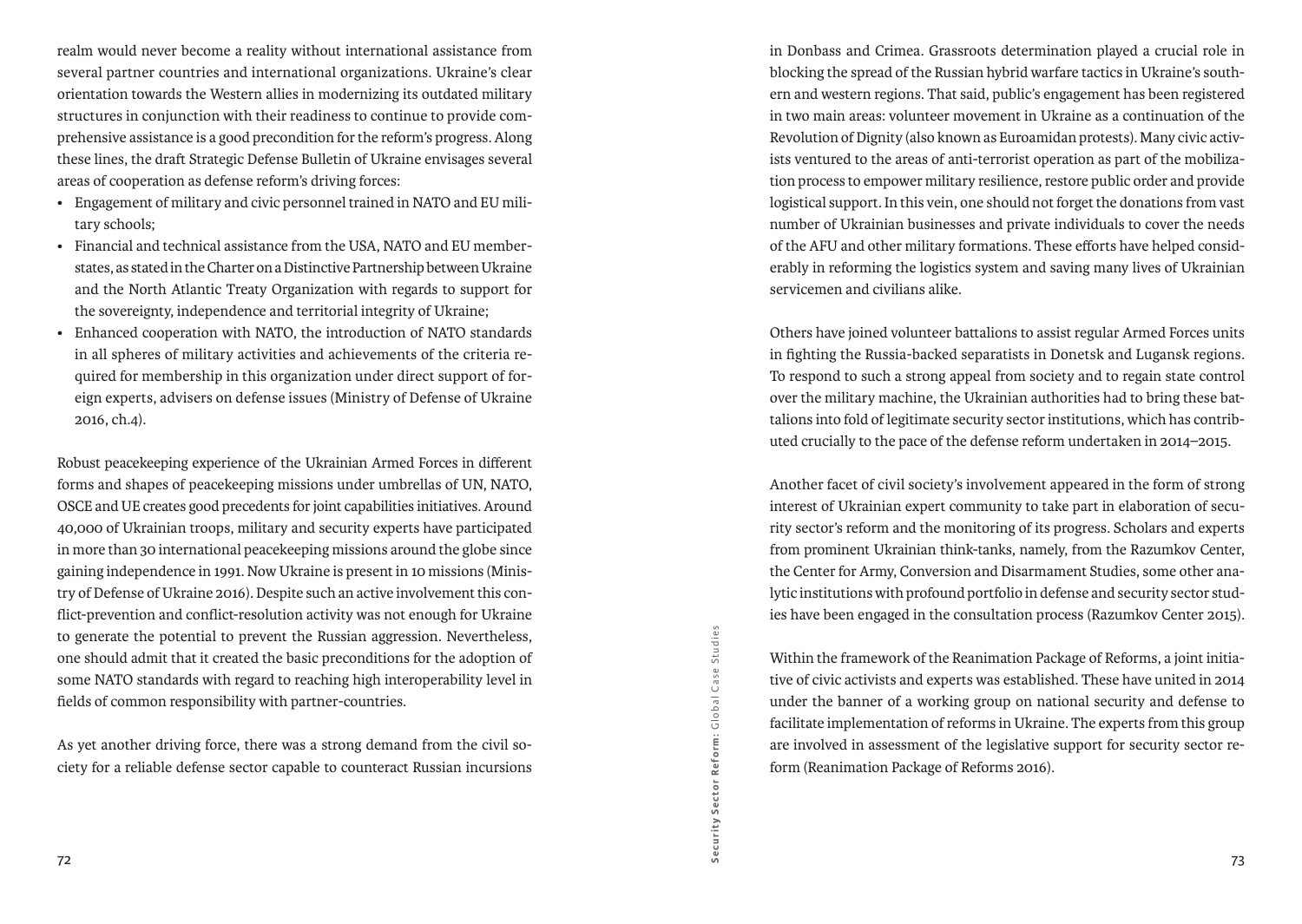realm would never become a reality without international assistance from several partner countries and international organizations. Ukraine's clear orientation towards the Western allies in modernizing its outdated military structures in conjunction with their readiness to continue to provide comprehensive assistance is a good precondition for the reform's progress. Along these lines, the draft Strategic Defense Bulletin of Ukraine envisages several areas of cooperation as defense reform's driving forces:

- Engagement of military and civic personnel trained in NATO and EU military schools;
- Financial and technical assistance from the USA, NATO and EU member-states, as stated in the Charter on a Distinctive Partnership between Ukraine and the North Atlantic Treaty Organization with regards to support for the sovereignty, independence and territorial integrity of Ukraine;
- Enhanced cooperation with NATO, the introduction of NATO standards in all spheres of military activities and achievements of the criteria required for membership in this organization under direct support of foreign experts, advisers on defense issues (Ministry of Defense of Ukraine 2016, ch.4).

Robust peacekeeping experience of the Ukrainian Armed Forces in different forms and shapes of peacekeeping missions under umbrellas of UN, NATO, OSCE and UE creates good precedents for joint capabilities initiatives. Around 40,000 of Ukrainian troops, military and security experts have participated in more than 30 international peacekeeping missions around the globe since gaining independence in 1991. Now Ukraine is present in 10 missions (Ministry of Defense of Ukraine 2016). Despite such an active involvement this conflict-prevention and conflict-resolution activity was not enough for Ukraine to generate the potential to prevent the Russian aggression. Nevertheless, one should admit that it created the basic preconditions for the adoption of some NATO standards with regard to reaching high interoperability level in fields of common responsibility with partner-countries.

As yet another driving force, there was a strong demand from the civil society for a reliable defense sector capable to counteract Russian incursions in Donbass and Crimea. Grassroots determination played a crucial role in blocking the spread of the Russian hybrid warfare tactics in Ukraine's southern and western regions. That said, public's engagement has been registered in two main areas: volunteer movement in Ukraine as a continuation of the Revolution of Dignity (also known as Euroamidan protests). Many civic activists ventured to the areas of anti-terrorist operation as part of the mobilization process to empower military resilience, restore public order and provide logistical support. In this vein, one should not forget the donations from vast number of Ukrainian businesses and private individuals to cover the needs of the AFU and other military formations. These efforts have helped considerably in reforming the logistics system and saving many lives of Ukrainian servicemen and civilians alike.

Others have joined volunteer battalions to assist regular Armed Forces units in fighting the Russia-backed separatists in Donetsk and Lugansk regions. To respond to such a strong appeal from society and to regain state control over the military machine, the Ukrainian authorities had to bring these battalions into fold of legitimate security sector institutions, which has contributed crucially to the pace of the defense reform undertaken in 2014–2015.

Another facet of civil society's involvement appeared in the form of strong interest of Ukrainian expert community to take part in elaboration of security sector's reform and the monitoring of its progress. Scholars and experts from prominent Ukrainian think-tanks, namely, from the Razumkov Center, the Center for Army, Conversion and Disarmament Studies, some other analytic institutions with profound portfolio in defense and security sector studies have been engaged in the consultation process (Razumkov Center 2015).

Within the framework of the Reanimation Package of Reforms, a joint initiative of civic activists and experts was established. These have united in 2014 under the banner of a working group on national security and defense to facilitate implementation of reforms in Ukraine. The experts from this group are involved in assessment of the legislative support for security sector reform (Reanimation Package of Reforms 2016).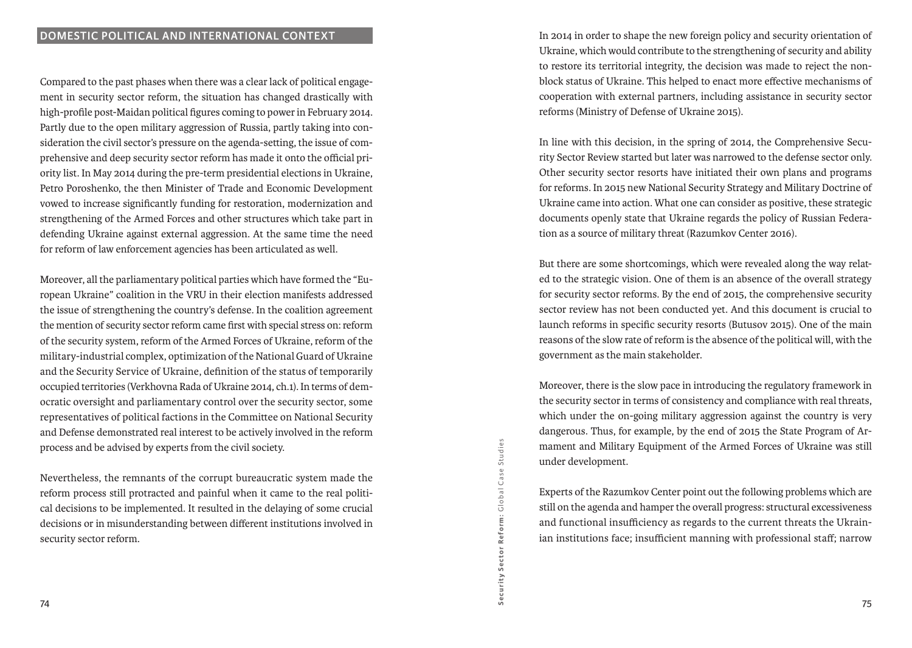## DOMESTIC POLITICAL AND INTERNATIONAL CONTEXT

Compared to the past phases when there was a clear lack of political engagement in security sector reform, the situation has changed drastically with high-profile post-Maidan political figures coming to power in February 2014. Partly due to the open military aggression of Russia, partly taking into consideration the civil sector's pressure on the agenda-setting, the issue of comprehensive and deep security sector reform has made it onto the official priority list. In May 2014 during the pre-term presidential elections in Ukraine, Petro Poroshenko, the then Minister of Trade and Economic Development vowed to increase significantly funding for restoration, modernization and strengthening of the Armed Forces and other structures which take part in defending Ukraine against external aggression. At the same time the need for reform of law enforcement agencies has been articulated as well.

Moreover, all the parliamentary political parties which have formed the "European Ukraine" coalition in the VRU in their election manifests addressed the issue of strengthening the country's defense. In the coalition agreement the mention of security sector reform came first with special stress on: reform of the security system, reform of the Armed Forces of Ukraine, reform of the military-industrial complex, optimization of the National Guard of Ukraine and the Security Service of Ukraine, definition of the status of temporarily occupied territories (Verkhovna Rada of Ukraine 2014, ch.1). In terms of democratic oversight and parliamentary control over the security sector, some representatives of political factions in the Committee on National Security and Defense demonstrated real interest to be actively involved in the reform process and be advised by experts from the civil society.

Nevertheless, the remnants of the corrupt bureaucratic system made the reform process still protracted and painful when it came to the real political decisions to be implemented. It resulted in the delaying of some crucial decisions or in misunderstanding between different institutions involved in security sector reform.

In 2014 in order to shape the new foreign policy and security orientation of Ukraine, which would contribute to the strengthening of security and ability to restore its territorial integrity, the decision was made to reject the non-block status of Ukraine. This helped to enact more effective mechanisms of cooperation with external partners, including assistance in security sector reforms (Ministry of Defense of Ukraine 2015).

In line with this decision, in the spring of 2014, the Comprehensive Security Sector Review started but later was narrowed to the defense sector only. Other security sector resorts have initiated their own plans and programs for reforms. In 2015 new National Security Strategy and Military Doctrine of Ukraine came into action. What one can consider as positive, these strategic documents openly state that Ukraine regards the policy of Russian Federation as a source of military threat (Razumkov Center 2016).

But there are some shortcomings, which were revealed along the way related to the strategic vision. One of them is an absence of the overall strategy for security sector reforms. By the end of 2015, the comprehensive security sector review has not been conducted yet. And this document is crucial to launch reforms in specific security resorts (Butusov 2015). One of the main reasons of the slow rate of reform is the absence of the political will, with the government as the main stakeholder.

Moreover, there is the slow pace in introducing the regulatory framework in the security sector in terms of consistency and compliance with real threats, which under the on-going military aggression against the country is very dangerous. Thus, for example, by the end of 2015 the State Program of Armament and Military Equipment of the Armed Forces of Ukraine was still under development.

Experts of the Razumkov Center point out the following problems which are still on the agenda and hamper the overall progress: structural excessiveness and functional insufficiency as regards to the current threats the Ukrainian institutions face; insufficient manning with professional staff; narrow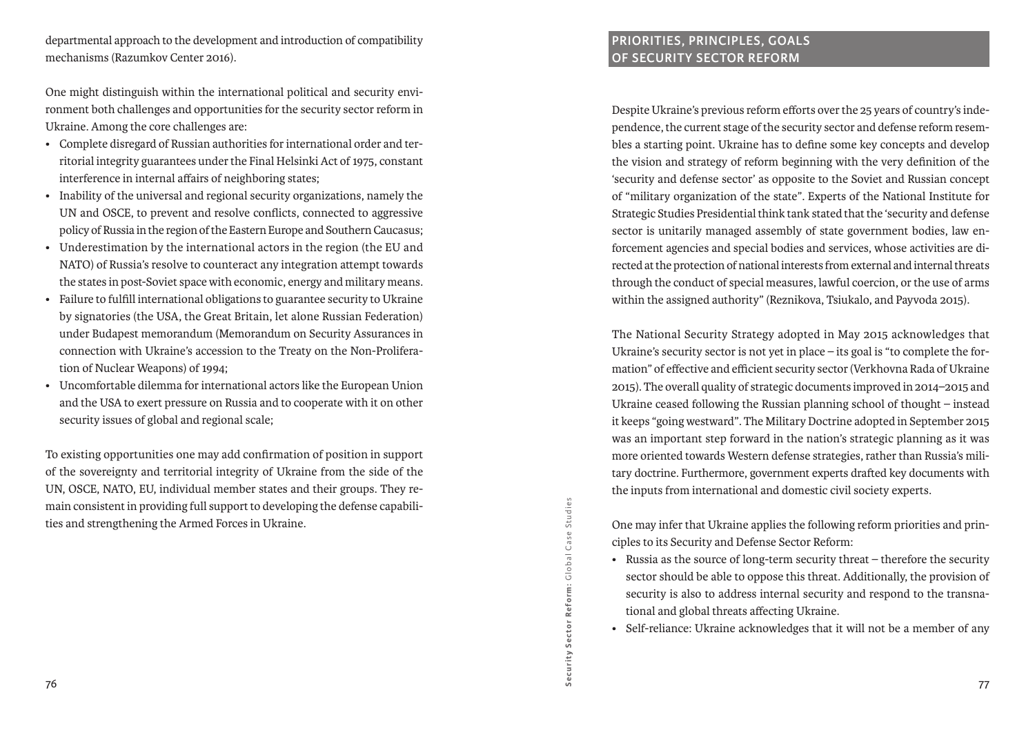departmental approach to the development and introduction of compatibility mechanisms (Razumkov Center 2016).

One might distinguish within the international political and security environment both challenges and opportunities for the security sector reform in Ukraine. Among the core challenges are:

- Complete disregard of Russian authorities for international order and territorial integrity guarantees under the Final Helsinki Act of 1975, constant interference in internal affairs of neighboring states;
- Inability of the universal and regional security organizations, namely the UN and OSCE, to prevent and resolve conflicts, connected to aggressive policy of Russia in the region of the Eastern Europe and Southern Caucasus;
- Underestimation by the international actors in the region (the EU and NATO) of Russia's resolve to counteract any integration attempt towards the states in post-Soviet space with economic, energy and military means.
- Failure to fulfill international obligations to guarantee security to Ukraine by signatories (the USA, the Great Britain, let alone Russian Federation) under Budapest memorandum (Memorandum on Security Assurances in connection with Ukraine's accession to the Treaty on the Non-Proliferation of Nuclear Weapons) of 1994;
- Uncomfortable dilemma for international actors like the European Union and the USA to exert pressure on Russia and to cooperate with it on other security issues of global and regional scale;

To existing opportunities one may add confirmation of position in support of the sovereignty and territorial integrity of Ukraine from the side of the UN, OSCE, NATO, EU, individual member states and their groups. They remain consistent in providing full support to developing the defense capabilities and strengthening the Armed Forces in Ukraine.

## PRIORITIES, PRINCIPLES, GOALS OF SECURITY SECTOR REFORM

Despite Ukraine's previous reform efforts over the 25 years of country's independence, the current stage of the security sector and defense reform resembles a starting point. Ukraine has to define some key concepts and develop the vision and strategy of reform beginning with the very definition of the 'security and defense sector' as opposite to the Soviet and Russian concept of "military organization of the state". Experts of the National Institute for Strategic Studies Presidential think tank stated that the 'security and defense sector is unitarily managed assembly of state government bodies, law enforcement agencies and special bodies and services, whose activities are directed at the protection of national interests from external and internal threats through the conduct of special measures, lawful coercion, or the use of arms within the assigned authority" (Reznikova, Tsiukalo, and Payvoda 2015).

The National Security Strategy adopted in May 2015 acknowledges that Ukraine's security sector is not yet in place – its goal is "to complete the formation" of effective and efficient security sector (Verkhovna Rada of Ukraine 2015). The overall quality of strategic documents improved in 2014–2015 and Ukraine ceased following the Russian planning school of thought – instead it keeps "going westward". The Military Doctrine adopted in September 2015 was an important step forward in the nation's strategic planning as it was more oriented towards Western defense strategies, rather than Russia's military doctrine. Furthermore, government experts drafted key documents with the inputs from international and domestic civil society experts.

One may infer that Ukraine applies the following reform priorities and principles to its Security and Defense Sector Reform:

- Russia as the source of long-term security threat – therefore the security sector should be able to oppose this threat. Additionally, the provision of security is also to address internal security and respond to the transnational and global threats affecting Ukraine.
- Self-reliance: Ukraine acknowledges that it will not be a member of any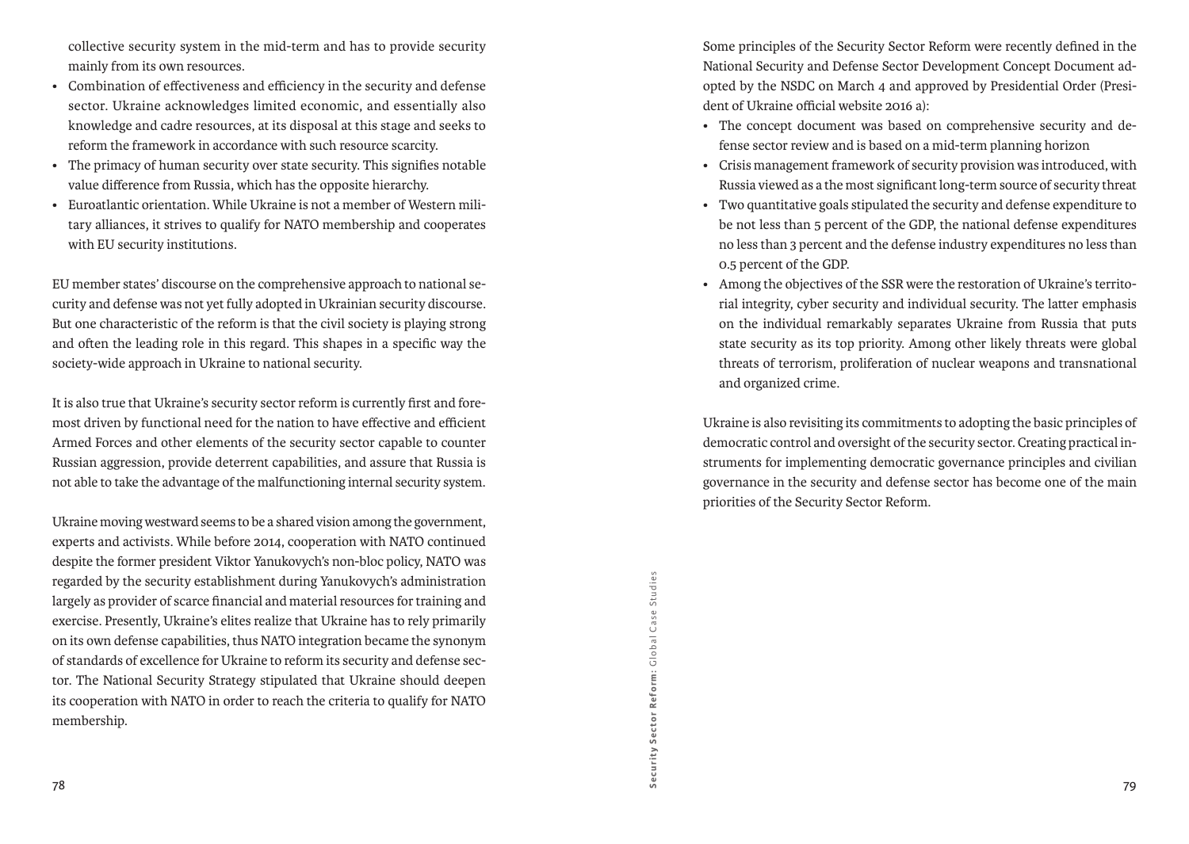collective security system in the mid-term and has to provide security mainly from its own resources.

- Combination of effectiveness and efficiency in the security and defense sector. Ukraine acknowledges limited economic, and essentially also knowledge and cadre resources, at its disposal at this stage and seeks to reform the framework in accordance with such resource scarcity.
- The primacy of human security over state security. This signifies notable value difference from Russia, which has the opposite hierarchy.
- Euroatlantic orientation. While Ukraine is not a member of Western military alliances, it strives to qualify for NATO membership and cooperates with EU security institutions.

EU member states' discourse on the comprehensive approach to national security and defense was not yet fully adopted in Ukrainian security discourse. But one characteristic of the reform is that the civil society is playing strong and often the leading role in this regard. This shapes in a specific way the society-wide approach in Ukraine to national security.

It is also true that Ukraine's security sector reform is currently first and foremost driven by functional need for the nation to have effective and efficient Armed Forces and other elements of the security sector capable to counter Russian aggression, provide deterrent capabilities, and assure that Russia is not able to take the advantage of the malfunctioning internal security system.

Ukraine moving westward seems to be a shared vision among the government, experts and activists. While before 2014, cooperation with NATO continued despite the former president Viktor Yanukovych's non-bloc policy, NATO was regarded by the security establishment during Yanukovych's administration largely as provider of scarce financial and material resources for training and exercise. Presently, Ukraine's elites realize that Ukraine has to rely primarily on its own defense capabilities, thus NATO integration became the synonym of standards of excellence for Ukraine to reform its security and defense sector. The National Security Strategy stipulated that Ukraine should deepen its cooperation with NATO in order to reach the criteria to qualify for NATO membership.

Some principles of the Security Sector Reform were recently defined in the National Security and Defense Sector Development Concept Document adopted by the NSDC on March 4 and approved by Presidential Order (President of Ukraine official website 2016 a):

- The concept document was based on comprehensive security and defense sector review and is based on a mid-term planning horizon
- Crisis management framework of security provision was introduced, with Russia viewed as a the most significant long-term source of security threat
- Two quantitative goals stipulated the security and defense expenditure to be not less than 5 percent of the GDP, the national defense expenditures no less than 3 percent and the defense industry expenditures no less than 0.5 percent of the GDP.
- Among the objectives of the SSR were the restoration of Ukraine's territorial integrity, cyber security and individual security. The latter emphasis on the individual remarkably separates Ukraine from Russia that puts state security as its top priority. Among other likely threats were global threats of terrorism, proliferation of nuclear weapons and transnational and organized crime.

Ukraine is also revisiting its commitments to adopting the basic principles of democratic control and oversight of the security sector. Creating practical instruments for implementing democratic governance principles and civilian governance in the security and defense sector has become one of the main priorities of the Security Sector Reform.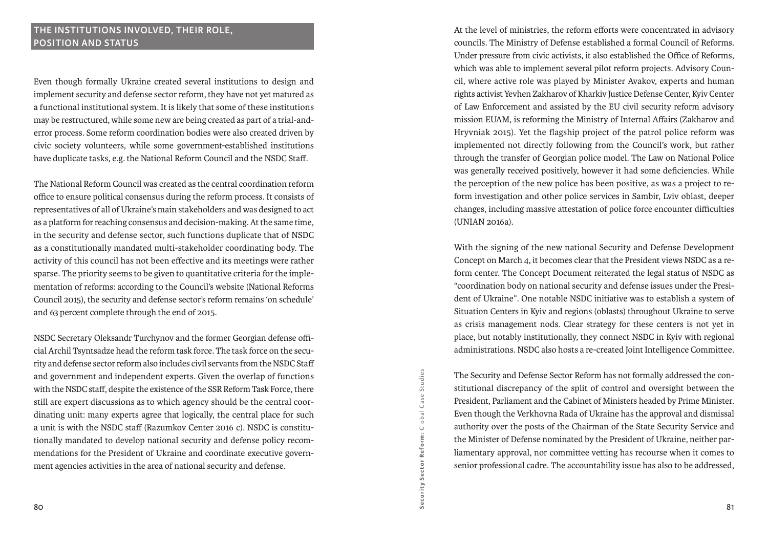## THE INSTITUTIONS INVOLVED, THEIR ROLE, POSITION AND STATUS

Even though formally Ukraine created several institutions to design and implement security and defense sector reform, they have not yet matured as a functional institutional system. It is likely that some of these institutions may be restructured, while some new are being created as part of a trial-and-error process. Some reform coordination bodies were also created driven by civic society volunteers, while some government-established institutions have duplicate tasks, e.g. the National Reform Council and the NSDC Staff.

The National Reform Council was created as the central coordination reform office to ensure political consensus during the reform process. It consists of representatives of all of Ukraine's main stakeholders and was designed to act as a platform for reaching consensus and decision-making. At the same time, in the security and defense sector, such functions duplicate that of NSDC as a constitutionally mandated multi-stakeholder coordinating body. The activity of this council has not been effective and its meetings were rather sparse. The priority seems to be given to quantitative criteria for the implementation of reforms: according to the Council's website (National Reforms Council 2015), the security and defense sector's reform remains 'on schedule' and 63 percent complete through the end of 2015.

NSDC Secretary Oleksandr Turchynov and the former Georgian defense official Archil Tsyntsadze head the reform task force. The task force on the security and defense sector reform also includes civil servants from the NSDC Staff and government and independent experts. Given the overlap of functions with the NSDC staff, despite the existence of the SSR Reform Task Force, there still are expert discussions as to which agency should be the central coordinating unit: many experts agree that logically, the central place for such a unit is with the NSDC staff (Razumkov Center 2016 c). NSDC is constitutionally mandated to develop national security and defense policy recommendations for the President of Ukraine and coordinate executive government agencies activities in the area of national security and defense.

At the level of ministries, the reform efforts were concentrated in advisory councils. The Ministry of Defense established a formal Council of Reforms. Under pressure from civic activists, it also established the Office of Reforms, which was able to implement several pilot reform projects. Advisory Council, where active role was played by Minister Avakov, experts and human rights activist Yevhen Zakharov of Kharkiv Justice Defense Center, Kyiv Center of Law Enforcement and assisted by the EU civil security reform advisory mission EUAM, is reforming the Ministry of Internal Affairs (Zakharov and Hryvniak 2015). Yet the flagship project of the patrol police reform was implemented not directly following from the Council's work, but rather through the transfer of Georgian police model. The Law on National Police was generally received positively, however it had some deficiencies. While the perception of the new police has been positive, as was a project to reform investigation and other police services in Sambir, Lviv oblast, deeper changes, including massive attestation of police force encounter difficulties (UNIAN 2016a).

With the signing of the new national Security and Defense Development Concept on March 4, it becomes clear that the President views NSDC as a reform center. The Concept Document reiterated the legal status of NSDC as "coordination body on national security and defense issues under the President of Ukraine". One notable NSDC initiative was to establish a system of Situation Centers in Kyiv and regions (oblasts) throughout Ukraine to serve as crisis management nods. Clear strategy for these centers is not yet in place, but notably institutionally, they connect NSDC in Kyiv with regional administrations. NSDC also hosts a re-created Joint Intelligence Committee.

The Security and Defense Sector Reform has not formally addressed the constitutional discrepancy of the split of control and oversight between the President, Parliament and the Cabinet of Ministers headed by Prime Minister. Even though the Verkhovna Rada of Ukraine has the approval and dismissal authority over the posts of the Chairman of the State Security Service and the Minister of Defense nominated by the President of Ukraine, neither parliamentary approval, nor committee vetting has recourse when it comes to senior professional cadre. The accountability issue has also to be addressed,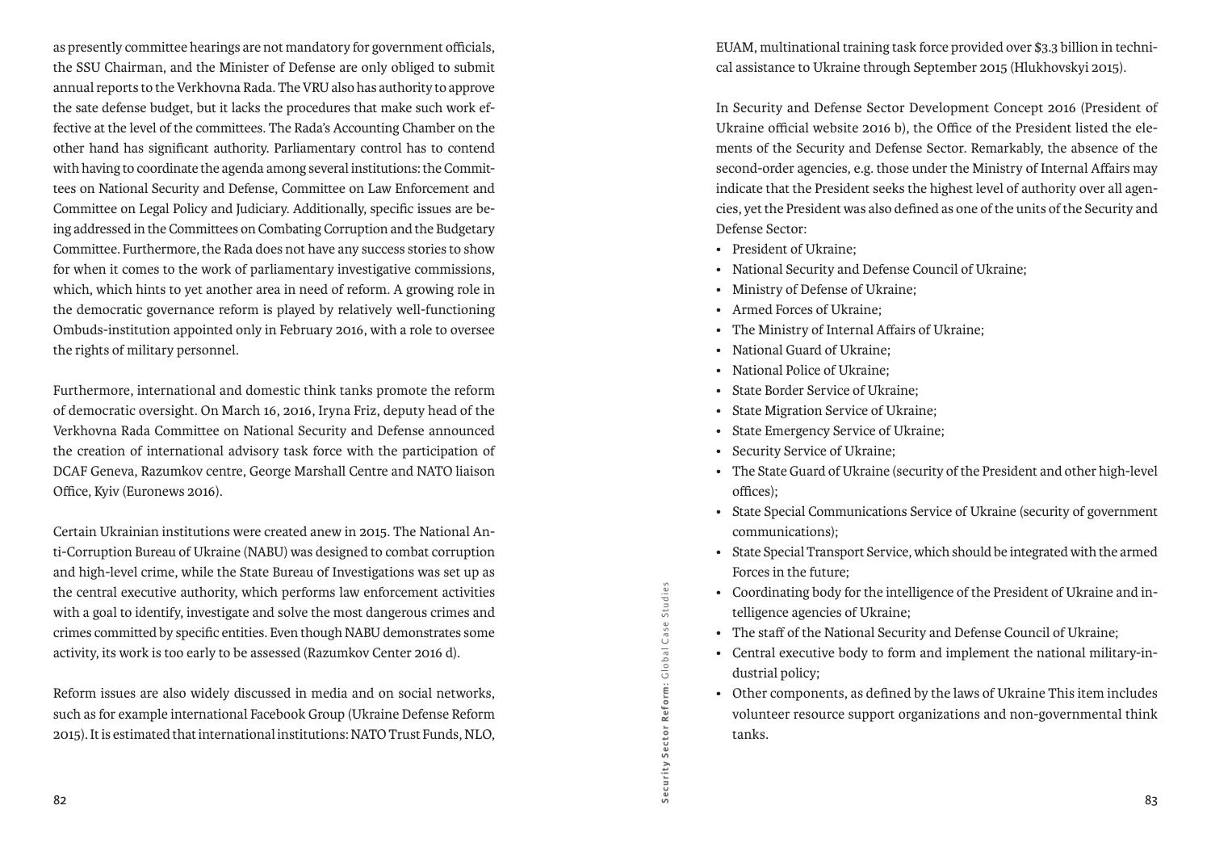as presently committee hearings are not mandatory for government officials, the SSU Chairman, and the Minister of Defense are only obliged to submit annual reports to the Verkhovna Rada. The VRU also has authority to approve the sate defense budget, but it lacks the procedures that make such work effective at the level of the committees. The Rada's Accounting Chamber on the other hand has significant authority. Parliamentary control has to contend with having to coordinate the agenda among several institutions: the Committees on National Security and Defense, Committee on Law Enforcement and Committee on Legal Policy and Judiciary. Additionally, specific issues are being addressed in the Committees on Combating Corruption and the Budgetary Committee. Furthermore, the Rada does not have any success stories to show for when it comes to the work of parliamentary investigative commissions, which, which hints to yet another area in need of reform. A growing role in the democratic governance reform is played by relatively well-functioning Ombuds-institution appointed only in February 2016, with a role to oversee the rights of military personnel.

Furthermore, international and domestic think tanks promote the reform of democratic oversight. On March 16, 2016, Iryna Friz, deputy head of the Verkhovna Rada Committee on National Security and Defense announced the creation of international advisory task force with the participation of DCAF Geneva, Razumkov centre, George Marshall Centre and NATO liaison Office, Kyiv (Euronews 2016).

Certain Ukrainian institutions were created anew in 2015. The National Anti-Corruption Bureau of Ukraine (NABU) was designed to combat corruption and high-level crime, while the State Bureau of Investigations was set up as the central executive authority, which performs law enforcement activities with a goal to identify, investigate and solve the most dangerous crimes and crimes committed by specific entities. Even though NABU demonstrates some activity, its work is too early to be assessed (Razumkov Center 2016 d).

Reform issues are also widely discussed in media and on social networks, such as for example international Facebook Group (Ukraine Defense Reform 2015). It is estimated that international institutions: NATO Trust Funds, NLO, EUAM, multinational training task force provided over $3.3 billion in technical assistance to Ukraine through September 2015 (Hlukhovskyi 2015).

In Security and Defense Sector Development Concept 2016 (President of Ukraine official website 2016 b), the Office of the President listed the elements of the Security and Defense Sector. Remarkably, the absence of the second-order agencies, e.g. those under the Ministry of Internal Affairs may indicate that the President seeks the highest level of authority over all agencies, yet the President was also defined as one of the units of the Security and Defense Sector:

- President of Ukraine;
- National Security and Defense Council of Ukraine;
- Ministry of Defense of Ukraine;
- Armed Forces of Ukraine;
- The Ministry of Internal Affairs of Ukraine;
- National Guard of Ukraine;
- National Police of Ukraine;
- State Border Service of Ukraine;
- State Migration Service of Ukraine;
- State Emergency Service of Ukraine;
- Security Service of Ukraine;
- The State Guard of Ukraine (security of the President and other high-level offices);
- State Special Communications Service of Ukraine (security of government communications);
- State Special Transport Service, which should be integrated with the armed Forces in the future;
- Coordinating body for the intelligence of the President of Ukraine and intelligence agencies of Ukraine;
- The staff of the National Security and Defense Council of Ukraine;
- Central executive body to form and implement the national military-industrial policy;
- Other components, as defined by the laws of Ukraine This item includes volunteer resource support organizations and non-governmental think tanks.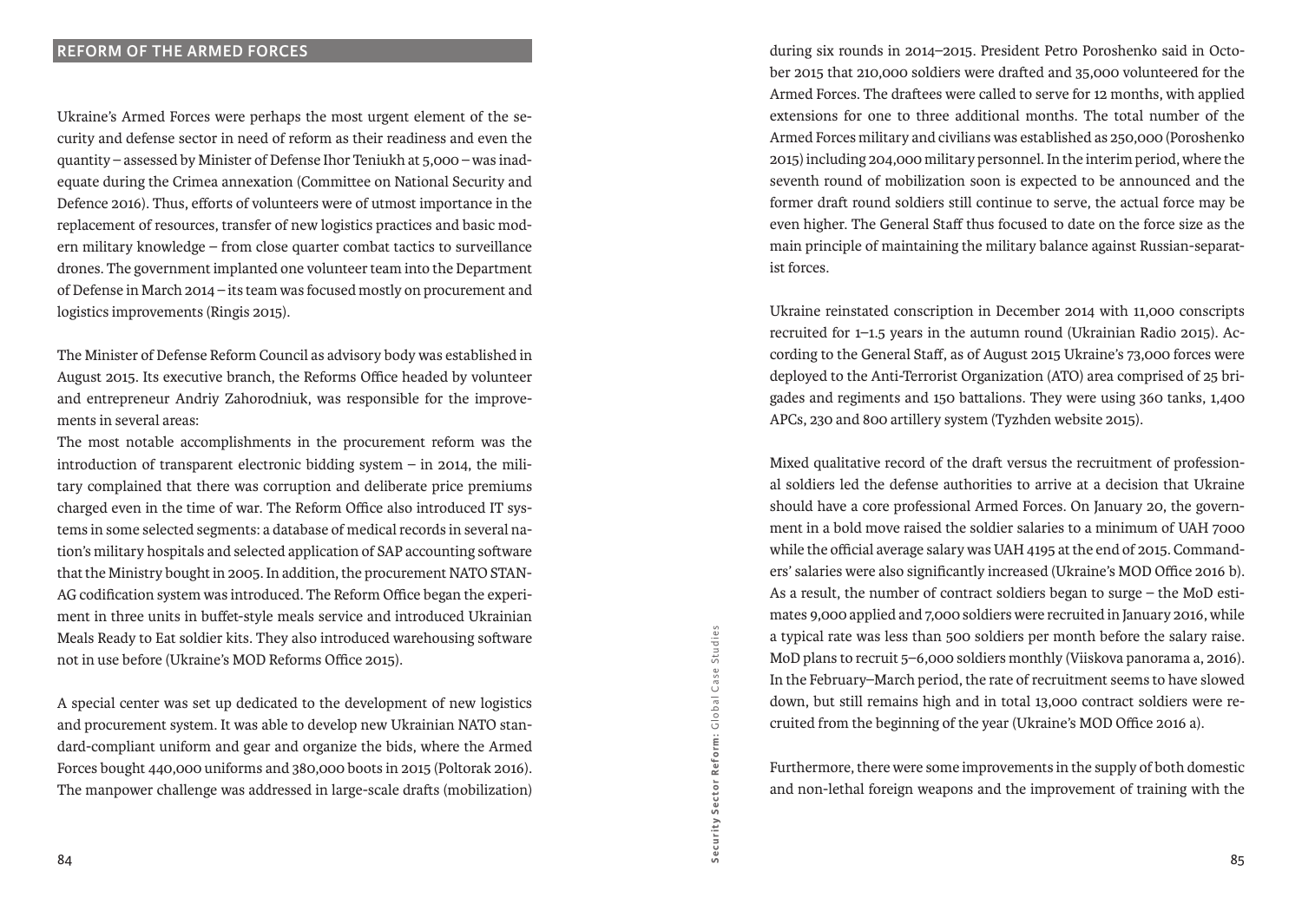## REFORM OF THE ARMED FORCES

Ukraine's Armed Forces were perhaps the most urgent element of the security and defense sector in need of reform as their readiness and even the quantity – assessed by Minister of Defense Ihor Teniukh at 5,000 – was inadequate during the Crimea annexation (Committee on National Security and Defence 2016). Thus, efforts of volunteers were of utmost importance in the replacement of resources, transfer of new logistics practices and basic modern military knowledge – from close quarter combat tactics to surveillance drones. The government implanted one volunteer team into the Department of Defense in March 2014 – its team was focused mostly on procurement and logistics improvements (Ringis 2015).

The Minister of Defense Reform Council as advisory body was established in August 2015. Its executive branch, the Reforms Office headed by volunteer and entrepreneur Andriy Zahorodniuk, was responsible for the improvements in several areas:
The most notable accomplishments in the procurement reform was the introduction of transparent electronic bidding system – in 2014, the military complained that there was corruption and deliberate price premiums charged even in the time of war. The Reform Office also introduced IT systems in some selected segments: a database of medical records in several nation's military hospitals and selected application of SAP accounting software that the Ministry bought in 2005. In addition, the procurement NATO STANAG codification system was introduced. The Reform Office began the experiment in three units in buffet-style meals service and introduced Ukrainian Meals Ready to Eat soldier kits. They also introduced warehousing software not in use before (Ukraine's MOD Reforms Office 2015).

A special center was set up dedicated to the development of new logistics and procurement system. It was able to develop new Ukrainian NATO standard-compliant uniform and gear and organize the bids, where the Armed Forces bought 440,000 uniforms and 380,000 boots in 2015 (Poltorak 2016). The manpower challenge was addressed in large-scale drafts (mobilization) during six rounds in 2014–2015. President Petro Poroshenko said in October 2015 that 210,000 soldiers were drafted and 35,000 volunteered for the Armed Forces. The draftees were called to serve for 12 months, with applied extensions for one to three additional months. The total number of the Armed Forces military and civilians was established as 250,000 (Poroshenko 2015) including 204,000 military personnel. In the interim period, where the seventh round of mobilization soon is expected to be announced and the former draft round soldiers still continue to serve, the actual force may be even higher. The General Staff thus focused to date on the force size as the main principle of maintaining the military balance against Russian-separatist forces.

Ukraine reinstated conscription in December 2014 with 11,000 conscripts recruited for 1–1.5 years in the autumn round (Ukrainian Radio 2015). According to the General Staff, as of August 2015 Ukraine's 73,000 forces were deployed to the Anti-Terrorist Organization (ATO) area comprised of 25 brigades and regiments and 150 battalions. They were using 360 tanks, 1,400 APCs, 230 and 800 artillery system (Tyzhden website 2015).

Mixed qualitative record of the draft versus the recruitment of professional soldiers led the defense authorities to arrive at a decision that Ukraine should have a core professional Armed Forces. On January 20, the government in a bold move raised the soldier salaries to a minimum of UAH 7000 while the official average salary was UAH 4195 at the end of 2015. Commanders' salaries were also significantly increased (Ukraine's MOD Office 2016 b). As a result, the number of contract soldiers began to surge – the MoD estimates 9,000 applied and 7,000 soldiers were recruited in January 2016, while a typical rate was less than 500 soldiers per month before the salary raise. MoD plans to recruit 5–6,000 soldiers monthly (Viiskova panorama a, 2016). In the February–March period, the rate of recruitment seems to have slowed down, but still remains high and in total 13,000 contract soldiers were recruited from the beginning of the year (Ukraine's MOD Office 2016 a).

Furthermore, there were some improvements in the supply of both domestic and non-lethal foreign weapons and the improvement of training with the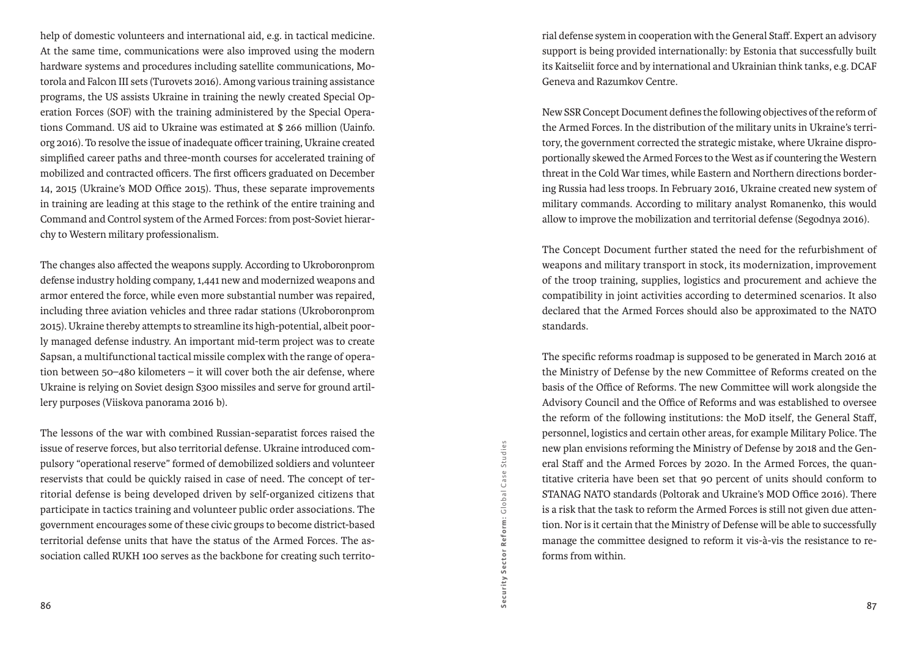help of domestic volunteers and international aid, e.g. in tactical medicine. At the same time, communications were also improved using the modern hardware systems and procedures including satellite communications, Motorola and Falcon III sets (Turovets 2016). Among various training assistance programs, the US assists Ukraine in training the newly created Special Operation Forces (SOF) with the training administered by the Special Operations Command. US aid to Ukraine was estimated at $ 266 million (Uainfo.org 2016). To resolve the issue of inadequate officer training, Ukraine created simplified career paths and three-month courses for accelerated training of mobilized and contracted officers. The first officers graduated on December 14, 2015 (Ukraine's MOD Office 2015). Thus, these separate improvements in training are leading at this stage to the rethink of the entire training and Command and Control system of the Armed Forces: from post-Soviet hierarchy to Western military professionalism.

The changes also affected the weapons supply. According to Ukroboronprom defense industry holding company, 1,441 new and modernized weapons and armor entered the force, while even more substantial number was repaired, including three aviation vehicles and three radar stations (Ukroboronprom 2015). Ukraine thereby attempts to streamline its high-potential, albeit poorly managed defense industry. An important mid-term project was to create Sapsan, a multifunctional tactical missile complex with the range of operation between 50–480 kilometers – it will cover both the air defense, where Ukraine is relying on Soviet design S300 missiles and serve for ground artillery purposes (Viiskova panorama 2016 b).

The lessons of the war with combined Russian-separatist forces raised the issue of reserve forces, but also territorial defense. Ukraine introduced compulsory "operational reserve" formed of demobilized soldiers and volunteer reservists that could be quickly raised in case of need. The concept of territorial defense is being developed driven by self-organized citizens that participate in tactics training and volunteer public order associations. The government encourages some of these civic groups to become district-based territorial defense units that have the status of the Armed Forces. The association called RUKH 100 serves as the backbone for creating such territorial defense system in cooperation with the General Staff. Expert an advisory support is being provided internationally: by Estonia that successfully built its Kaitseliit force and by international and Ukrainian think tanks, e.g. DCAF Geneva and Razumkov Centre.

New SSR Concept Document defines the following objectives of the reform of the Armed Forces. In the distribution of the military units in Ukraine's territory, the government corrected the strategic mistake, where Ukraine disproportionally skewed the Armed Forces to the West as if countering the Western threat in the Cold War times, while Eastern and Northern directions bordering Russia had less troops. In February 2016, Ukraine created new system of military commands. According to military analyst Romanenko, this would allow to improve the mobilization and territorial defense (Segodnya 2016).

The Concept Document further stated the need for the refurbishment of weapons and military transport in stock, its modernization, improvement of the troop training, supplies, logistics and procurement and achieve the compatibility in joint activities according to determined scenarios. It also declared that the Armed Forces should also be approximated to the NATO standards.

The specific reforms roadmap is supposed to be generated in March 2016 at the Ministry of Defense by the new Committee of Reforms created on the basis of the Office of Reforms. The new Committee will work alongside the Advisory Council and the Office of Reforms and was established to oversee the reform of the following institutions: the MoD itself, the General Staff, personnel, logistics and certain other areas, for example Military Police. The new plan envisions reforming the Ministry of Defense by 2018 and the General Staff and the Armed Forces by 2020. In the Armed Forces, the quantitative criteria have been set that 90 percent of units should conform to STANAG NATO standards (Poltorak and Ukraine's MOD Office 2016). There is a risk that the task to reform the Armed Forces is still not given due attention. Nor is it certain that the Ministry of Defense will be able to successfully manage the committee designed to reform it vis-à-vis the resistance to reforms from within.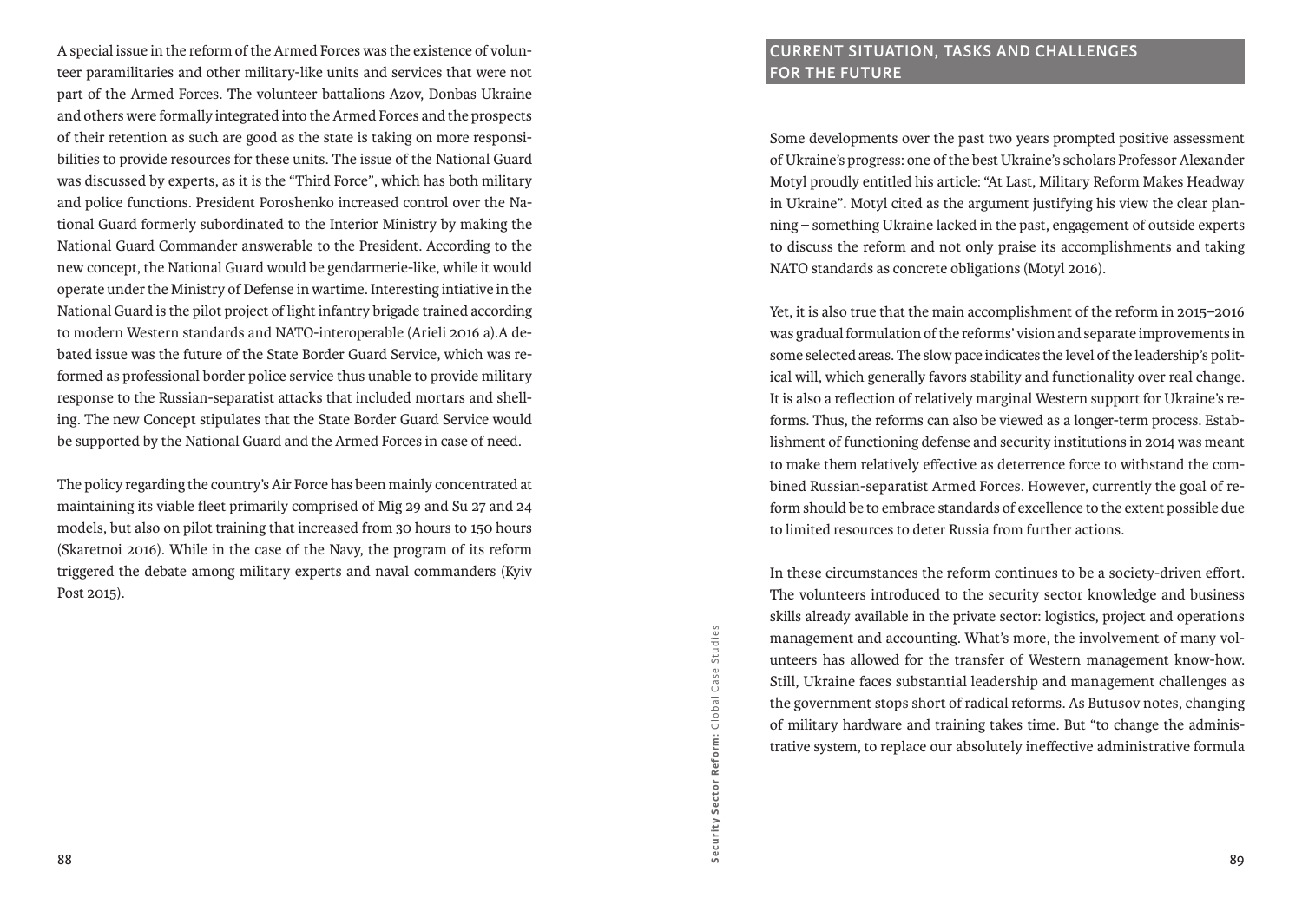A special issue in the reform of the Armed Forces was the existence of volunteer paramilitaries and other military-like units and services that were not part of the Armed Forces. The volunteer battalions Azov, Donbas Ukraine and others were formally integrated into the Armed Forces and the prospects of their retention as such are good as the state is taking on more responsibilities to provide resources for these units. The issue of the National Guard was discussed by experts, as it is the "Third Force", which has both military and police functions. President Poroshenko increased control over the National Guard formerly subordinated to the Interior Ministry by making the National Guard Commander answerable to the President. According to the new concept, the National Guard would be gendarmerie-like, while it would operate under the Ministry of Defense in wartime. Interesting intiative in the National Guard is the pilot project of light infantry brigade trained according to modern Western standards and NATO-interoperable (Arieli 2016 a).A debated issue was the future of the State Border Guard Service, which was reformed as professional border police service thus unable to provide military response to the Russian-separatist attacks that included mortars and shelling. The new Concept stipulates that the State Border Guard Service would be supported by the National Guard and the Armed Forces in case of need.

The policy regarding the country's Air Force has been mainly concentrated at maintaining its viable fleet primarily comprised of Mig 29 and Su 27 and 24 models, but also on pilot training that increased from 30 hours to 150 hours (Skaretnoi 2016). While in the case of the Navy, the program of its reform triggered the debate among military experts and naval commanders (Kyiv Post 2015).

## CURRENT SITUATION, TASKS AND CHALLENGES FOR THE FUTURE

Some developments over the past two years prompted positive assessment of Ukraine's progress: one of the best Ukraine's scholars Professor Alexander Motyl proudly entitled his article: "At Last, Military Reform Makes Headway in Ukraine". Motyl cited as the argument justifying his view the clear planning – something Ukraine lacked in the past, engagement of outside experts to discuss the reform and not only praise its accomplishments and taking NATO standards as concrete obligations (Motyl 2016).

Yet, it is also true that the main accomplishment of the reform in 2015–2016 was gradual formulation of the reforms' vision and separate improvements in some selected areas. The slow pace indicates the level of the leadership's political will, which generally favors stability and functionality over real change. It is also a reflection of relatively marginal Western support for Ukraine's reforms. Thus, the reforms can also be viewed as a longer-term process. Establishment of functioning defense and security institutions in 2014 was meant to make them relatively effective as deterrence force to withstand the combined Russian-separatist Armed Forces. However, currently the goal of reform should be to embrace standards of excellence to the extent possible due to limited resources to deter Russia from further actions.

In these circumstances the reform continues to be a society-driven effort. The volunteers introduced to the security sector knowledge and business skills already available in the private sector: logistics, project and operations management and accounting. What's more, the involvement of many volunteers has allowed for the transfer of Western management know-how. Still, Ukraine faces substantial leadership and management challenges as the government stops short of radical reforms. As Butusov notes, changing of military hardware and training takes time. But "to change the administrative system, to replace our absolutely ineffective administrative formula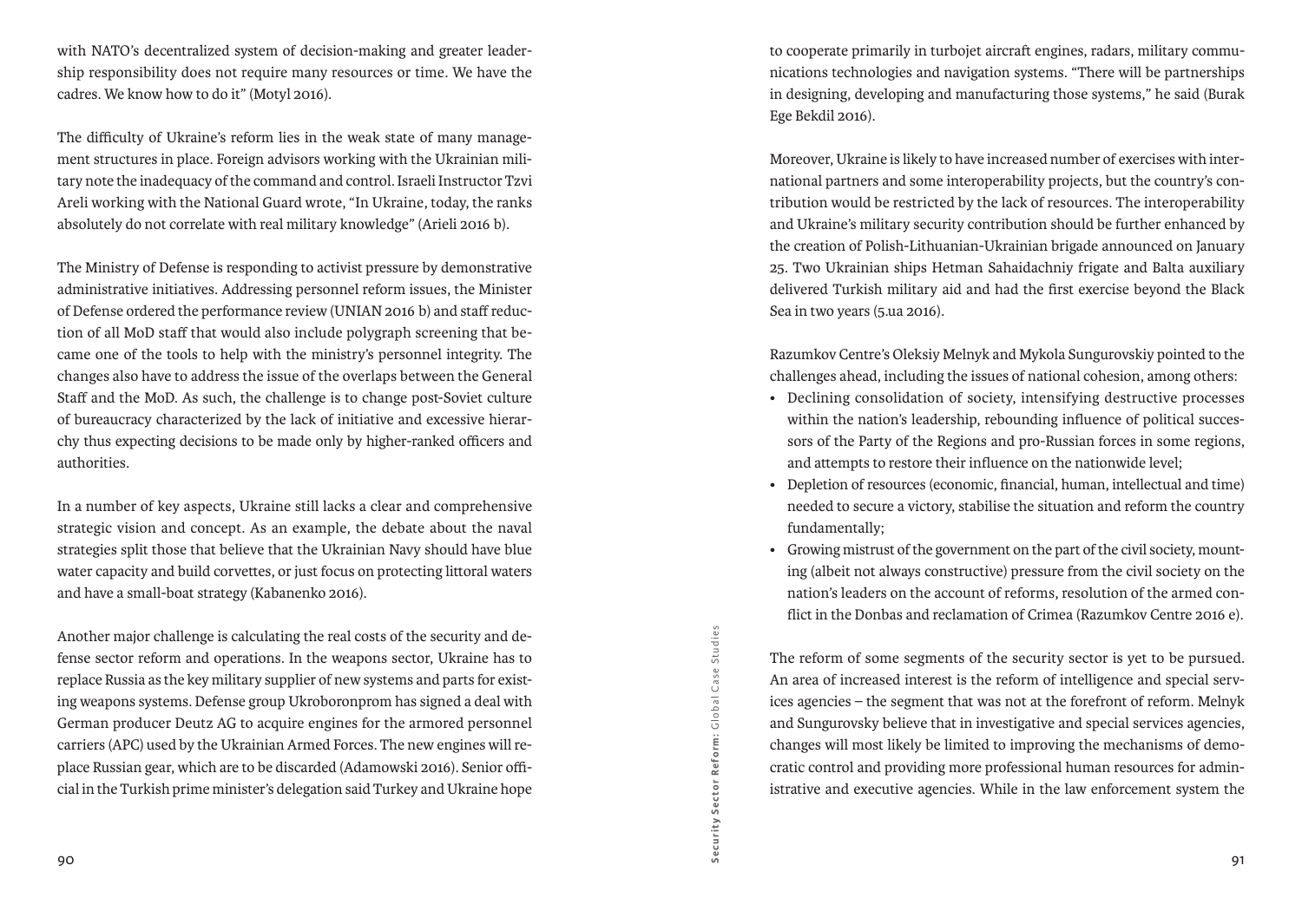with NATO's decentralized system of decision-making and greater leadership responsibility does not require many resources or time. We have the cadres. We know how to do it" (Motyl 2016).

The difficulty of Ukraine's reform lies in the weak state of many management structures in place. Foreign advisors working with the Ukrainian military note the inadequacy of the command and control. Israeli Instructor Tzvi Areli working with the National Guard wrote, "In Ukraine, today, the ranks absolutely do not correlate with real military knowledge" (Arieli 2016 b).

The Ministry of Defense is responding to activist pressure by demonstrative administrative initiatives. Addressing personnel reform issues, the Minister of Defense ordered the performance review (UNIAN 2016 b) and staff reduction of all MoD staff that would also include polygraph screening that became one of the tools to help with the ministry's personnel integrity. The changes also have to address the issue of the overlaps between the General Staff and the MoD. As such, the challenge is to change post-Soviet culture of bureaucracy characterized by the lack of initiative and excessive hierarchy thus expecting decisions to be made only by higher-ranked officers and authorities.

In a number of key aspects, Ukraine still lacks a clear and comprehensive strategic vision and concept. As an example, the debate about the naval strategies split those that believe that the Ukrainian Navy should have blue water capacity and build corvettes, or just focus on protecting littoral waters and have a small-boat strategy (Kabanenko 2016).

Another major challenge is calculating the real costs of the security and defense sector reform and operations. In the weapons sector, Ukraine has to replace Russia as the key military supplier of new systems and parts for existing weapons systems. Defense group Ukroboronprom has signed a deal with German producer Deutz AG to acquire engines for the armored personnel carriers (APC) used by the Ukrainian Armed Forces. The new engines will replace Russian gear, which are to be discarded (Adamowski 2016). Senior official in the Turkish prime minister's delegation said Turkey and Ukraine hope to cooperate primarily in turbojet aircraft engines, radars, military communications technologies and navigation systems. "There will be partnerships in designing, developing and manufacturing those systems," he said (Burak Ege Bekdil 2016).

Moreover, Ukraine is likely to have increased number of exercises with international partners and some interoperability projects, but the country's contribution would be restricted by the lack of resources. The interoperability and Ukraine's military security contribution should be further enhanced by the creation of Polish-Lithuanian-Ukrainian brigade announced on January 25. Two Ukrainian ships Hetman Sahaidachniy frigate and Balta auxiliary delivered Turkish military aid and had the first exercise beyond the Black Sea in two years (5.ua 2016).

Razumkov Centre's Oleksiy Melnyk and Mykola Sungurovskiy pointed to the challenges ahead, including the issues of national cohesion, among others:

- Declining consolidation of society, intensifying destructive processes within the nation's leadership, rebounding influence of political successors of the Party of the Regions and pro-Russian forces in some regions, and attempts to restore their influence on the nationwide level;
- Depletion of resources (economic, financial, human, intellectual and time) needed to secure a victory, stabilise the situation and reform the country fundamentally;
- Growing mistrust of the government on the part of the civil society, mounting (albeit not always constructive) pressure from the civil society on the nation's leaders on the account of reforms, resolution of the armed conflict in the Donbas and reclamation of Crimea (Razumkov Centre 2016 e).

The reform of some segments of the security sector is yet to be pursued. An area of increased interest is the reform of intelligence and special services agencies – the segment that was not at the forefront of reform. Melnyk and Sungurovsky believe that in investigative and special services agencies, changes will most likely be limited to improving the mechanisms of democratic control and providing more professional human resources for administrative and executive agencies. While in the law enforcement system the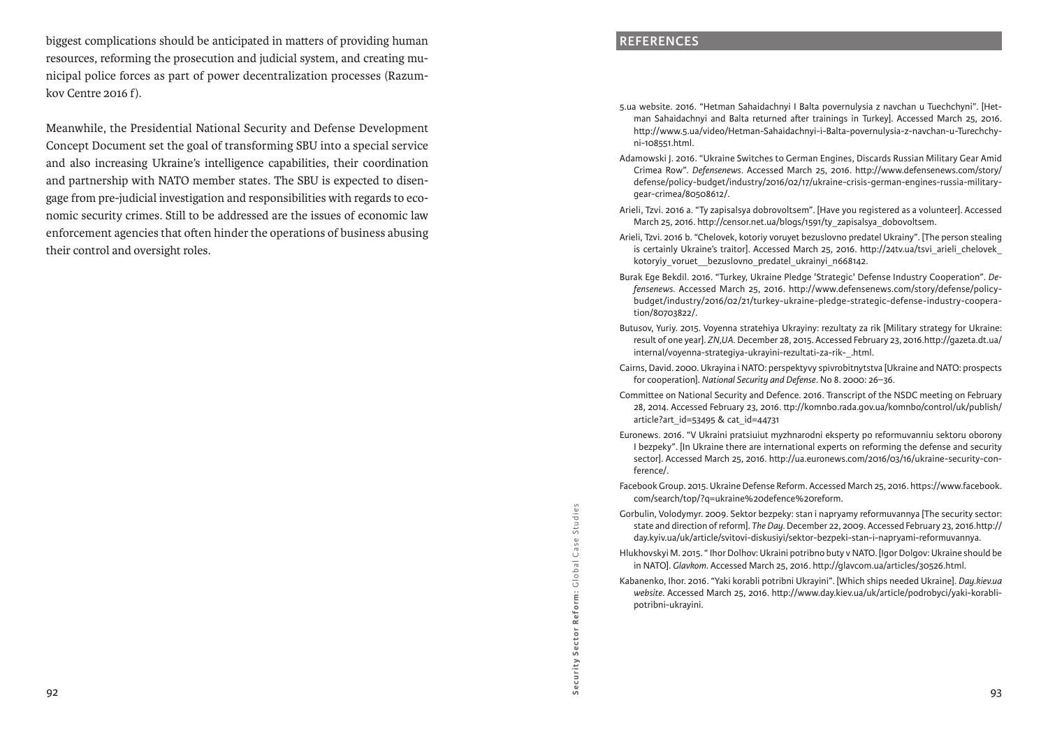biggest complications should be anticipated in matters of providing human resources, reforming the prosecution and judicial system, and creating municipal police forces as part of power decentralization processes (Razumkov Centre 2016 f).

Meanwhile, the Presidential National Security and Defense Development Concept Document set the goal of transforming SBU into a special service and also increasing Ukraine's intelligence capabilities, their coordination and partnership with NATO member states. The SBU is expected to disengage from pre-judicial investigation and responsibilities with regards to economic security crimes. Still to be addressed are the issues of economic law enforcement agencies that often hinder the operations of business abusing their control and oversight roles.

## REFERENCES

5.ua website. 2016. "Hetman Sahaidachnyi I Balta povernulysia z navchan u Tuechchyni". [Hetman Sahaidachnyi and Balta returned after trainings in Turkey]. Accessed March 25, 2016. http://www.5.ua/video/Hetman-Sahaidachnyi-i-Balta-povernulysia-z-navchan-u-Turechchyni-108551.html.

Adamowski J. 2016. "Ukraine Switches to German Engines, Discards Russian Military Gear Amid Crimea Row". *Defensenews*. Accessed March 25, 2016. http://www.defensenews.com/story/defense/policy-budget/industry/2016/02/17/ukraine-crisis-german-engines-russia-military-gear-crimea/80508612/.

Arieli, Tzvi. 2016 a. "Ty zapisalsya dobrovoltsem". [Have you registered as a volunteer]. Accessed March 25, 2016. http://censor.net.ua/blogs/1591/ty_zapisalsya_dobovoltsem.

Arieli, Tzvi. 2016 b. "Chelovek, kotoriy voruyet bezuslovno predatel Ukrainy". [The person stealing is certainly Ukraine's traitor]. Accessed March 25, 2016. http://24tv.ua/tsvi_arieli_chelovek_kotoryiy_voruet__bezuslovno_predatel_ukrainyi_n668142.

Burak Ege Bekdil. 2016. "Turkey, Ukraine Pledge 'Strategic' Defense Industry Cooperation". *Defensenews*. Accessed March 25, 2016. http://www.defensenews.com/story/defense/policy-budget/industry/2016/02/21/turkey-ukraine-pledge-strategic-defense-industry-cooperation/80703822/.

Butusov, Yuriy. 2015. Voyenna stratehiya Ukrayiny: rezultaty za rik [Military strategy for Ukraine: result of one year]. *ZN,UA*. December 28, 2015. Accessed February 23, 2016.http://gazeta.dt.ua/internal/voyenna-strategiya-ukrayini-rezultati-za-rik-_.html.

Cairns, David. 2000. Ukrayina i NATO: perspektyvy spivrobitnytstva [Ukraine and NATO: prospects for cooperation]. *National Security and Defense*. No 8. 2000: 26–36.

Committee on National Security and Defence. 2016. Transcript of the NSDC meeting on February 28, 2014. Accessed February 23, 2016. ttp://komnbo.rada.gov.ua/komnbo/control/uk/publish/article?art_id=53495 & cat_id=44731

Euronews. 2016. "V Ukraini pratsiuiut myzhnarodni eksperty po reformuvanniu sektoru oborony I bezpeky". [In Ukraine there are international experts on reforming the defense and security sector]. Accessed March 25, 2016. http://ua.euronews.com/2016/03/16/ukraine-security-conference/.

Facebook Group. 2015. Ukraine Defense Reform. Accessed March 25, 2016. https://www.facebook.com/search/top/?q=ukraine%20defence%20reform.

Gorbulin, Volodymyr. 2009. Sektor bezpeky: stan i napryamy reformuvannya [The security sector: state and direction of reform]. *The Day*. December 22, 2009. Accessed February 23, 2016.http://day.kyiv.ua/uk/article/svitovi-diskusiyi/sektor-bezpeki-stan-i-napryami-reformuvannya.

Hlukhovskyi M. 2015. " Ihor Dolhov: Ukraini potribno buty v NATO. [Igor Dolgov: Ukraine should be in NATO]. *Glavkom*. Accessed March 25, 2016. http://glavcom.ua/articles/30526.html.

Kabanenko, Ihor. 2016. "Yaki korabli potribni Ukrayini". [Which ships needed Ukraine]. *Day.kiev.ua website*. Accessed March 25, 2016. http://www.day.kiev.ua/uk/article/podrobyci/yaki-korabli-potribni-ukrayini.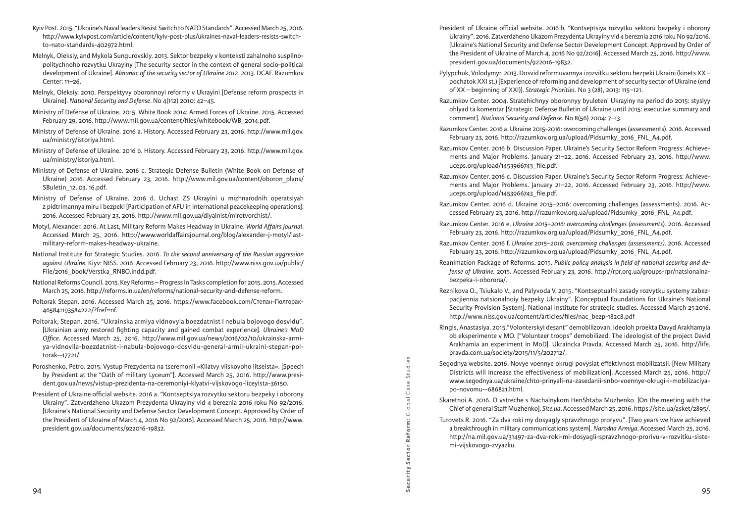Kyiv Post. 2015. "Ukraine's Naval leaders Resist Switch to NATO Standards". Accessed March 25, 2016. http://www.kyivpost.com/article/content/kyiv-post-plus/ukraines-naval-leaders-resists-switch-to-nato-standards-402972.html.

Melnyk, Oleksiy, and Mykola Sungurovskiy. 2013. Sektor bezpeky v konteksti zahalnoho suspilno-politychnoho rozvytku Ukrayiny [The security sector in the context of general socio-political development of Ukraine]. *Almanac of the security sector of Ukraine 2012*. 2013. DCAF. Razumkov Center: 11–26.

Melnyk, Oleksiy. 2010. Perspektyvy oboronnoyi reformy v Ukrayini [Defense reform prospects in Ukraine]. *National Security and Defense*. No 4(112) 2010: 42–45.

Ministry of Defense of Ukraine. 2015. White Book 2014: Armed Forces of Ukraine. 2015. Accessed February 29, 2016. http://www.mil.gov.ua/content/files/whitebook/WB_2014.pdf.

Ministry of Defense of Ukraine. 2016 a. History. Accessed February 23, 2016. http://www.mil.gov.ua/ministry/istoriya.html.

Ministry of Defense of Ukraine. 2016 b. History. Accessed February 23, 2016. http://www.mil.gov.ua/ministry/istoriya.html.

Ministry of Defense of Ukraine. 2016 c. Strategic Defense Bulletin (White Book on Defense of Ukraine) 2016. Accessed February 23, 2016. http://www.mil.gov.ua/content/oboron_plans/SBuletin_12. 03. 16.pdf.

Ministry of Defense of Ukraine. 2016 d. Uchast ZS Ukrayini u mizhnarodnih operatsiyah z pidtrimannya miru i bezpeki [Participation of AFU in international peacekeeping operations]. 2016. Accessed February 23, 2016. http://www.mil.gov.ua/diyalnist/mirotvorchist/.

Motyl, Alexander. 2016. At Last, Military Reform Makes Headway in Ukraine. *World Affairs Journal*. Accessed March 25, 2016. http://www.worldaffairsjournal.org/blog/alexander-j-motyl/last-military-reform-makes-headway-ukraine.

National Institute for Strategic Studies. 2016. *To the second anniversary of the Russian aggression against Ukraine.* Kiyv: NISS. 2016. Accessed February 23, 2016. http://www.niss.gov.ua/public/File/2016_book/Verstka_RNBO.indd.pdf.

National Reforms Council. 2015. Key Reforms – Progress in Tasks completion for 2015. 2015. Accessed March 25, 2016. http://reforms.in.ua/en/reforms/national-security-and-defense-reform.

Poltorak Stepan. 2016. Accessed March 25, 2016. https://www.facebook.com/Степан-Полторак-465841193584222/?fref=nf.

Poltorak, Stepan. 2016. "Ukrainska armiya vidnovyla boezdatnist I nebula bojovogo dosvidu". [Ukrainian army restored fighting capacity and gained combat experience]. *Ukraine's MoD Office*. Accessed March 25, 2016. http://www.mil.gov.ua/news/2016/02/10/ukrainska-armiya-vidnovila-boezdatnist-i-nabula-bojovogo-dosvidu-general-armii-ukraini-stepan-poltorak--17721/

Poroshenko, Petro. 2015. Vystup Prezydenta na tseremonii «Kliatvy viiskovoho litseista». [Speech by President at the "Oath of military Lyceum"]. Accessed March 25, 2016. http://www.president.gov.ua/news/vistup-prezidenta-na-ceremoniyi-klyatvi-vijskovogo-liceyista-36150.

President of Ukraine official website. 2016 a. "Kontseptsiya rozvytku sektoru bezpeky i oborony Ukrainy". Zatverdzheno Ukazom Prezydenta Ukrayiny vid 4 bereznia 2016 roku No 92/2016. [Ukraine's National Security and Defense Sector Development Concept. Approved by Order of the President of Ukraine of March 4, 2016 No 92/2016]. Accessed March 25, 2016. http://www.president.gov.ua/documents/922016-19832.

President of Ukraine official website. 2016 b. "Kontseptsiya rozvytku sektoru bezpeky i oborony Ukrainy". 2016. Zatverdzheno Ukazom Prezydenta Ukrayiny vid 4 bereznia 2016 roku No 92/2016. [Ukraine's National Security and Defense Sector Development Concept. Approved by Order of the President of Ukraine of March 4, 2016 No 92/2016]. Accessed March 25, 2016. http://www.president.gov.ua/documents/922016-19832.

Pylypchuk, Volodymyr. 2013. Dosvid reformuvannya i rozvitku sektoru bezpeki Ukraini (kinets XX – pochatok XXI st.) [Experience of reforming and development of security sector of Ukraine (end of XX – beginning of XXI)]. *Strategic Priorities*. No 3 (28), 2013: 115–121.

Razumkov Center. 2004. Stratehichnyy oboronnyy byuleten' Ukrayiny na period do 2015: styslyy ohlyad ta komentar [Strategic Defense Bulletin of Ukraine until 2015: executive summary and comment]. *National Security and Defense*. No 8(56) 2004: 7–13.

Razumkov Center. 2016 a. Ukraine 2015-2016: overcoming challenges (assessments). 2016. Accessed February 23, 2016. http://razumkov.org.ua/upload/Pidsumky_2016_FNL_A4.pdf.

Razumkov Center. 2016 b. Discussion Paper. Ukraine's Security Sector Reform Progress: Achievements and Major Problems. January 21–22, 2016. Accessed February 23, 2016. http://www.uceps.org/upload/1453966743_file.pdf.

Razumkov Center. 2016 c. Discussion Paper. Ukraine's Security Sector Reform Progress: Achievements and Major Problems. January 21–22, 2016. Accessed February 23, 2016. http://www.uceps.org/upload/1453966743_file.pdf.

Razumkov Center. 2016 d. Ukraine 2015–2016: overcoming challenges (assessments). 2016. Accessed February 23, 2016. http://razumkov.org.ua/upload/Pidsumky_2016_FNL_A4.pdf.

Razumkov Center. 2016 e. *Ukraine 2015–2016: overcoming challenges (assessments)*. 2016. Accessed February 23, 2016. http://razumkov.org.ua/upload/Pidsumky_2016_FNL_A4.pdf.

Razumkov Center. 2016 f. *Ukraine 2015–2016: overcoming challenges (assessments).* 2016. Accessed February 23, 2016. http://razumkov.org.ua/upload/Pidsumky_2016_FNL_A4.pdf.

Reanimation Package of Reforms. 2015. *Public policy analysis in field of national security and defense of Ukraine.* 2015. Accessed February 23, 2016. http://rpr.org.ua/groups-rpr/natsionalna-bezpeka-i-oborona/.

Reznikova O., Tsiukalo V., and Palyvoda V. 2015. "Kontseptualni zasady rozvytku systemy zabezpacjiennia natsionalnoiy bezpeky Ukrainy". [Conceptual Foundations for Ukraine's National Security Provision System]. National Institute for strategic studies. Accessed March 25 2016. http://www.niss.gov.ua/content/articles/files/nac_bezp-182c8.pdf

Ringis, Anastasiya. 2015."Volonterskyi desant" demobilizovan. Ideoloh proekta Davyd Arakhamyia ob eksperimente v MO. ["Volunteer troops" demobilized. The ideologist of the project David Arakhamia an experiment in MoD]. Ukraincka Pravda. Accessed March 25, 2016. http://life.pravda.com.ua/society/2015/11/5/202712/.

Segodnya website. 2016. Novye voennye okrugi povysiat effektivnost mobilizatsii. [New Military Districts will increase the effectiveness of mobilization]. Accessed March 25, 2016. http://www.segodnya.ua/ukraine/chto-prinyali-na-zasedanii-snbo-voennye-okrugi-i-mobilizaciya-po-novomu--686821.html.

Skaretnoi A. 2016. O vstreche s Nachalnykom HenShtaba Muzhenko. [On the meeting with the Chief of general Staff Muzhenko]. *Site.ua*. Accessed March 25, 2016. https://site.ua/asket/2895/.

Turovets R. 2016. "Za dva roki my dosyagly spravzhnogo proryvu". [Two years we have achieved a breakthrough in military communications system]. *Narodna Armiya*. Accessed March 25, 2016. http://na.mil.gov.ua/31497-za-dva-roki-mi-dosyagli-spravzhnogo-prorivu-v-rozvitku-sistemi-vijskovogo-zvyazku.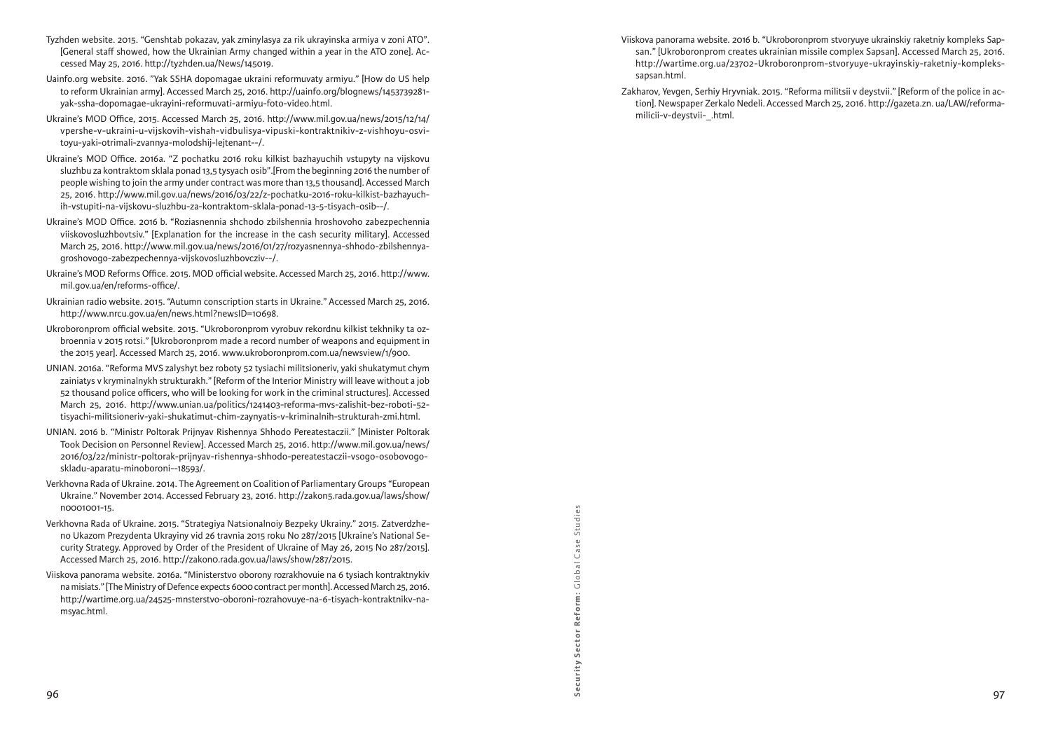Tyzhden website. 2015. "Genshtab pokazav, yak zminylasya za rik ukrayinska armiya v zoni ATO". [General staff showed, how the Ukrainian Army changed within a year in the ATO zone]. Accessed May 25, 2016. http://tyzhden.ua/News/145019.

Uainfo.org website. 2016. "Yak SSHA dopomagae ukraini reformuvaty armiyu." [How do US help to reform Ukrainian army]. Accessed March 25, 2016. http://uainfo.org/blognews/1453739281-yak-ssha-dopomagae-ukrayini-reformuvati-armiyu-foto-video.html.

Ukraine's MOD Office, 2015. Accessed March 25, 2016. http://www.mil.gov.ua/news/2015/12/14/vpershe-v-ukraini-u-vijskovih-vishah-vidbulisya-vipuski-kontraktnikiv-z-vishhoyu-osvitoyu-yaki-otrimali-zvannya-molodshij-lejtenant--/.

Ukraine's MOD Office. 2016a. "Z pochatku 2016 roku kilkist bazhayuchih vstupyty na vijskovu sluzhbu za kontraktom sklala ponad 13,5 tysyach osib".[From the beginning 2016 the number of people wishing to join the army under contract was more than 13,5 thousand]. Accessed March 25, 2016. http://www.mil.gov.ua/news/2016/03/22/z-pochatku-2016-roku-kilkist-bazhayuchih-vstupiti-na-vijskovu-sluzhbu-za-kontraktom-sklala-ponad-13-5-tisyach-osib--/.

Ukraine's MOD Office. 2016 b. "Roziasnennia shchodo zbilshennia hroshovoho zabezpechennia viiskovosluzhbovtsiv." [Explanation for the increase in the cash security military]. Accessed March 25, 2016. http://www.mil.gov.ua/news/2016/01/27/rozyasnennya-shhodo-zbilshennya-groshovogo-zabezpechennya-vijskovosluzhbovcziv--/.

Ukraine's MOD Reforms Office. 2015. MOD official website. Accessed March 25, 2016. http://www.mil.gov.ua/en/reforms-office/.

Ukrainian radio website. 2015. "Autumn conscription starts in Ukraine." Accessed March 25, 2016. http://www.nrcu.gov.ua/en/news.html?newsID=10698.

Ukroboronprom official website. 2015. "Ukroboronprom vyrobuv rekordnu kilkist tekhniky ta ozbroennia v 2015 rotsi." [Ukroboronprom made a record number of weapons and equipment in the 2015 year]. Accessed March 25, 2016. www.ukroboronprom.com.ua/newsview/1/900.

UNIAN. 2016a. "Reforma MVS zalyshyt bez roboty 52 tysiachi militsioneriv, yaki shukatymut chym zainiatys v kryminalnykh strukturakh." [Reform of the Interior Ministry will leave without a job 52 thousand police officers, who will be looking for work in the criminal structures]. Accessed March 25, 2016. http://www.unian.ua/politics/1241403-reforma-mvs-zalishit-bez-roboti-52-tisyachi-militsioneriv-yaki-shukatimut-chim-zaynyatis-v-kriminalnih-strukturah-zmi.html.

UNIAN. 2016 b. "Ministr Poltorak Prijnyav Rishennya Shhodo Pereatestaczii." [Minister Poltorak Took Decision on Personnel Review]. Accessed March 25, 2016. http://www.mil.gov.ua/news/2016/03/22/ministr-poltorak-prijnyav-rishennya-shhodo-pereatestaczii-vsogo-osobovogo-skladu-aparatu-minoboroni--18593/.

Verkhovna Rada of Ukraine. 2014. The Agreement on Coalition of Parliamentary Groups "European Ukraine." November 2014. Accessed February 23, 2016. http://zakon5.rada.gov.ua/laws/show/n0001001-15.

Verkhovna Rada of Ukraine. 2015. "Strategiya Natsionalnoiy Bezpeky Ukrainy." 2015. Zatverdzheno Ukazom Prezydenta Ukrayiny vid 26 travnia 2015 roku No 287/2015 [Ukraine's National Security Strategy. Approved by Order of the President of Ukraine of May 26, 2015 No 287/2015]. Accessed March 25, 2016. http://zakon0.rada.gov.ua/laws/show/287/2015.

Viiskova panorama website. 2016a. "Ministerstvo oborony rozrakhovuie na 6 tysiach kontraktnykiv na misiats." [The Ministry of Defence expects 6000 contract per month]. Accessed March 25, 2016. http://wartime.org.ua/24525-mnsterstvo-oboroni-rozrahovuye-na-6-tisyach-kontraktnikv-na-msyac.html.

Viiskova panorama website. 2016 b. "Ukroboronprom stvoryuye ukrainskiy raketniy kompleks Sapsan." [Ukroboronprom creates ukrainian missile complex Sapsan]. Accessed March 25, 2016. http://wartime.org.ua/23702-Ukroboronprom-stvoryuye-ukrayinskiy-raketniy-kompleks-sapsan.html.

Zakharov, Yevgen, Serhiy Hryvniak. 2015. "Reforma militsii v deystvii." [Reform of the police in action]. Newspaper Zerkalo Nedeli. Accessed March 25, 2016. http://gazeta.zn. ua/LAW/reforma-milicii-v-deystvii-_.html.